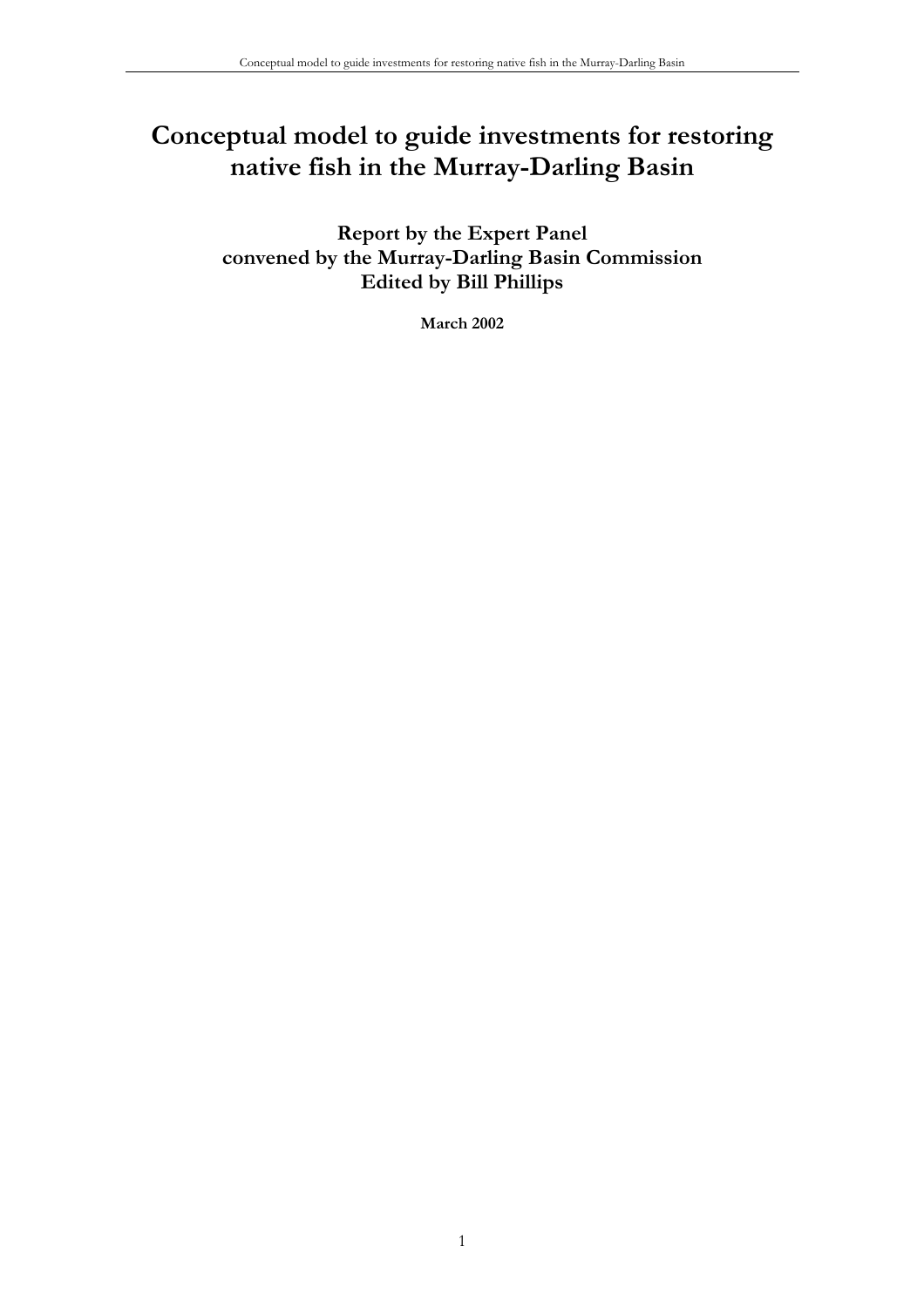# Conceptual model to guide investments for restoring native fish in the Murray-Darling Basin

**Report by the Expert Panel**
**convened by the Murray-Darling Basin Commission**
**Edited by Bill Phillips**

**March 2002**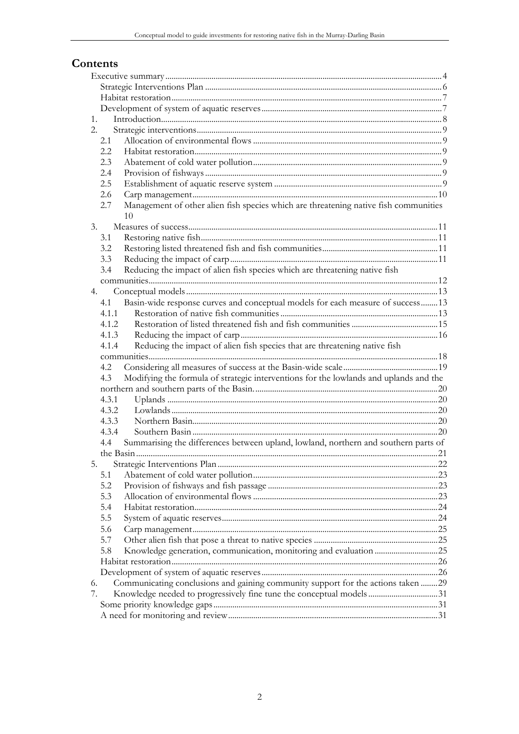# Contents

Executive summary ..... 4
- Strategic Interventions Plan ..... 6
- Habitat restoration ..... 7
- Development of system of aquatic reserves ..... 7

1. Introduction ..... 8
2. Strategic interventions ..... 9
   - 2.1 Allocation of environmental flows ..... 9
   - 2.2 Habitat restoration ..... 9
   - 2.3 Abatement of cold water pollution ..... 9
   - 2.4 Provision of fishways ..... 9
   - 2.5 Establishment of aquatic reserve system ..... 9
   - 2.6 Carp management ..... 10
   - 2.7 Management of other alien fish species which are threatening native fish communities ..... 10
3. Measures of success ..... 11
   - 3.1 Restoring native fish ..... 11
   - 3.2 Restoring listed threatened fish and fish communities ..... 11
   - 3.3 Reducing the impact of carp ..... 11
   - 3.4 Reducing the impact of alien fish species which are threatening native fish communities ..... 12
4. Conceptual models ..... 13
   - 4.1 Basin-wide response curves and conceptual models for each measure of success ..... 13
     - 4.1.1 Restoration of native fish communities ..... 13
     - 4.1.2 Restoration of listed threatened fish and fish communities ..... 15
     - 4.1.3 Reducing the impact of carp ..... 16
     - 4.1.4 Reducing the impact of alien fish species that are threatening native fish communities ..... 18
   - 4.2 Considering all measures of success at the Basin-wide scale ..... 19
   - 4.3 Modifying the formula of strategic interventions for the lowlands and uplands and the northern and southern parts of the Basin. ..... 20
     - 4.3.1 Uplands ..... 20
     - 4.3.2 Lowlands ..... 20
     - 4.3.3 Northern Basin ..... 20
     - 4.3.4 Southern Basin ..... 20
   - 4.4 Summarising the differences between upland, lowland, northern and southern parts of the Basin ..... 21
5. Strategic Interventions Plan ..... 22
   - 5.1 Abatement of cold water pollution ..... 23
   - 5.2 Provision of fishways and fish passage ..... 23
   - 5.3 Allocation of environmental flows ..... 23
   - 5.4 Habitat restoration ..... 24
   - 5.5 System of aquatic reserves ..... 24
   - 5.6 Carp management ..... 25
   - 5.7 Other alien fish that pose a threat to native species ..... 25
   - 5.8 Knowledge generation, communication, monitoring and evaluation ..... 25
   - Habitat restoration ..... 26
   - Development of system of aquatic reserves ..... 26
6. Communicating conclusions and gaining community support for the actions taken ..... 29
7. Knowledge needed to progressively fine tune the conceptual models ..... 31
   - Some priority knowledge gaps ..... 31
   - A need for monitoring and review ..... 31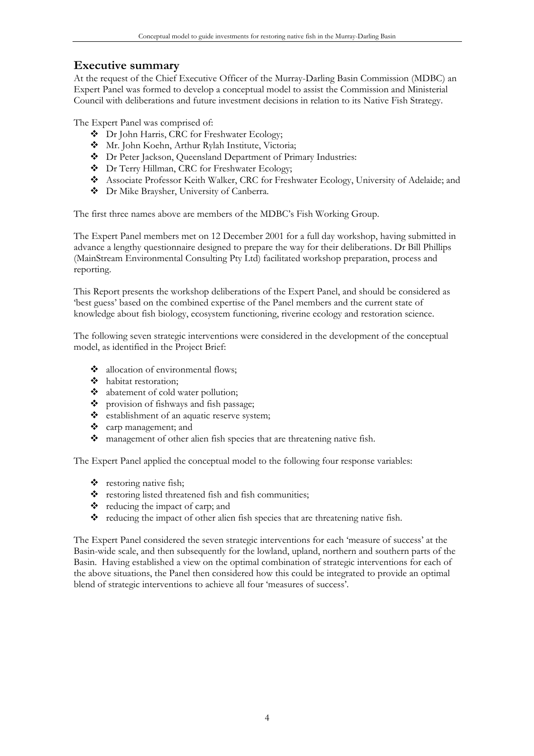## Executive summary

At the request of the Chief Executive Officer of the Murray-Darling Basin Commission (MDBC) an Expert Panel was formed to develop a conceptual model to assist the Commission and Ministerial Council with deliberations and future investment decisions in relation to its Native Fish Strategy.

The Expert Panel was comprised of:

- Dr John Harris, CRC for Freshwater Ecology;
- Mr. John Koehn, Arthur Rylah Institute, Victoria;
- Dr Peter Jackson, Queensland Department of Primary Industries:
- Dr Terry Hillman, CRC for Freshwater Ecology;
- Associate Professor Keith Walker, CRC for Freshwater Ecology, University of Adelaide; and
- Dr Mike Braysher, University of Canberra.

The first three names above are members of the MDBC's Fish Working Group.

The Expert Panel members met on 12 December 2001 for a full day workshop, having submitted in advance a lengthy questionnaire designed to prepare the way for their deliberations. Dr Bill Phillips (MainStream Environmental Consulting Pty Ltd) facilitated workshop preparation, process and reporting.

This Report presents the workshop deliberations of the Expert Panel, and should be considered as 'best guess' based on the combined expertise of the Panel members and the current state of knowledge about fish biology, ecosystem functioning, riverine ecology and restoration science.

The following seven strategic interventions were considered in the development of the conceptual model, as identified in the Project Brief:

- allocation of environmental flows;
- habitat restoration;
- abatement of cold water pollution;
- provision of fishways and fish passage;
- establishment of an aquatic reserve system;
- carp management; and
- management of other alien fish species that are threatening native fish.

The Expert Panel applied the conceptual model to the following four response variables:

- restoring native fish;
- restoring listed threatened fish and fish communities;
- reducing the impact of carp; and
- reducing the impact of other alien fish species that are threatening native fish.

The Expert Panel considered the seven strategic interventions for each 'measure of success' at the Basin-wide scale, and then subsequently for the lowland, upland, northern and southern parts of the Basin. Having established a view on the optimal combination of strategic interventions for each of the above situations, the Panel then considered how this could be integrated to provide an optimal blend of strategic interventions to achieve all four 'measures of success'.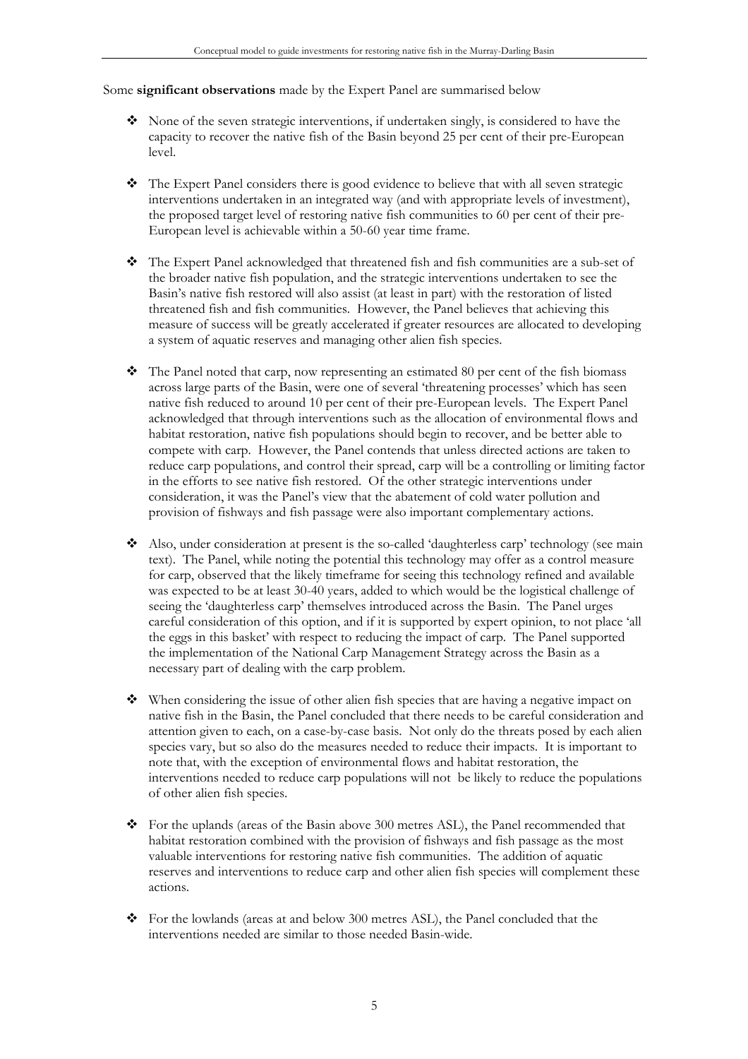Some **significant observations** made by the Expert Panel are summarised below

- None of the seven strategic interventions, if undertaken singly, is considered to have the capacity to recover the native fish of the Basin beyond 25 per cent of their pre-European level.

- The Expert Panel considers there is good evidence to believe that with all seven strategic interventions undertaken in an integrated way (and with appropriate levels of investment), the proposed target level of restoring native fish communities to 60 per cent of their pre-European level is achievable within a 50-60 year time frame.

- The Expert Panel acknowledged that threatened fish and fish communities are a sub-set of the broader native fish population, and the strategic interventions undertaken to see the Basin's native fish restored will also assist (at least in part) with the restoration of listed threatened fish and fish communities. However, the Panel believes that achieving this measure of success will be greatly accelerated if greater resources are allocated to developing a system of aquatic reserves and managing other alien fish species.

- The Panel noted that carp, now representing an estimated 80 per cent of the fish biomass across large parts of the Basin, were one of several 'threatening processes' which has seen native fish reduced to around 10 per cent of their pre-European levels. The Expert Panel acknowledged that through interventions such as the allocation of environmental flows and habitat restoration, native fish populations should begin to recover, and be better able to compete with carp. However, the Panel contends that unless directed actions are taken to reduce carp populations, and control their spread, carp will be a controlling or limiting factor in the efforts to see native fish restored. Of the other strategic interventions under consideration, it was the Panel's view that the abatement of cold water pollution and provision of fishways and fish passage were also important complementary actions.

- Also, under consideration at present is the so-called 'daughterless carp' technology (see main text). The Panel, while noting the potential this technology may offer as a control measure for carp, observed that the likely timeframe for seeing this technology refined and available was expected to be at least 30-40 years, added to which would be the logistical challenge of seeing the 'daughterless carp' themselves introduced across the Basin. The Panel urges careful consideration of this option, and if it is supported by expert opinion, to not place 'all the eggs in this basket' with respect to reducing the impact of carp. The Panel supported the implementation of the National Carp Management Strategy across the Basin as a necessary part of dealing with the carp problem.

- When considering the issue of other alien fish species that are having a negative impact on native fish in the Basin, the Panel concluded that there needs to be careful consideration and attention given to each, on a case-by-case basis. Not only do the threats posed by each alien species vary, but so also do the measures needed to reduce their impacts. It is important to note that, with the exception of environmental flows and habitat restoration, the interventions needed to reduce carp populations will not be likely to reduce the populations of other alien fish species.

- For the uplands (areas of the Basin above 300 metres ASL), the Panel recommended that habitat restoration combined with the provision of fishways and fish passage as the most valuable interventions for restoring native fish communities. The addition of aquatic reserves and interventions to reduce carp and other alien fish species will complement these actions.

- For the lowlands (areas at and below 300 metres ASL), the Panel concluded that the interventions needed are similar to those needed Basin-wide.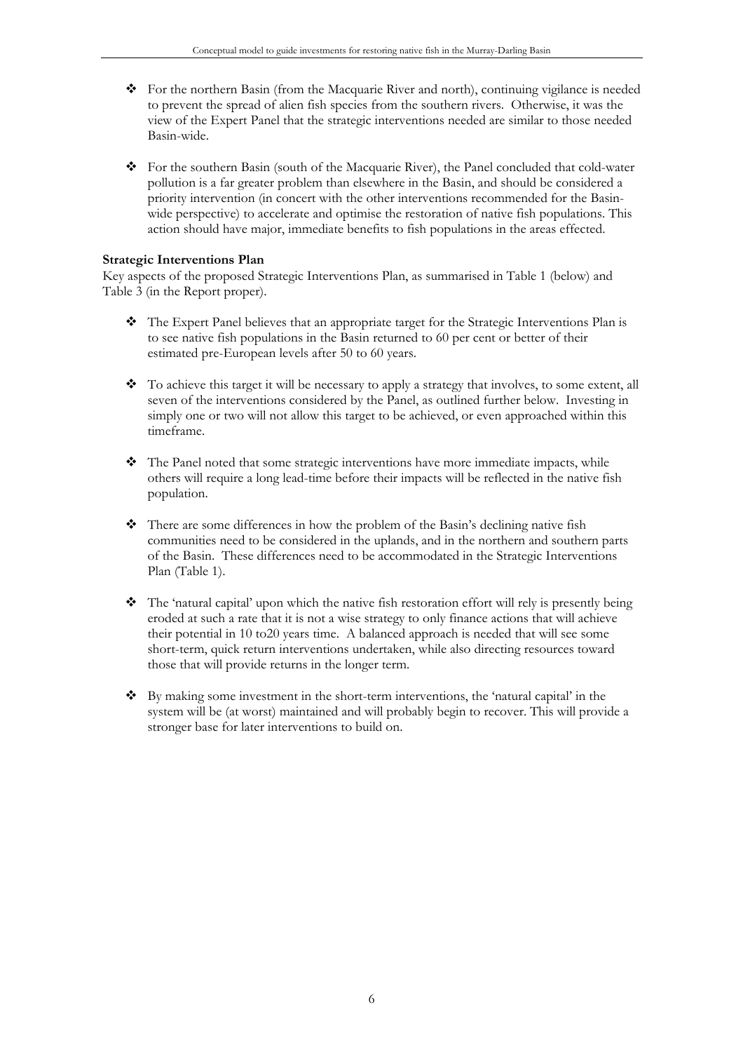- For the northern Basin (from the Macquarie River and north), continuing vigilance is needed to prevent the spread of alien fish species from the southern rivers. Otherwise, it was the view of the Expert Panel that the strategic interventions needed are similar to those needed Basin-wide.

- For the southern Basin (south of the Macquarie River), the Panel concluded that cold-water pollution is a far greater problem than elsewhere in the Basin, and should be considered a priority intervention (in concert with the other interventions recommended for the Basin-wide perspective) to accelerate and optimise the restoration of native fish populations. This action should have major, immediate benefits to fish populations in the areas effected.

**Strategic Interventions Plan**

Key aspects of the proposed Strategic Interventions Plan, as summarised in Table 1 (below) and Table 3 (in the Report proper).

- The Expert Panel believes that an appropriate target for the Strategic Interventions Plan is to see native fish populations in the Basin returned to 60 per cent or better of their estimated pre-European levels after 50 to 60 years.

- To achieve this target it will be necessary to apply a strategy that involves, to some extent, all seven of the interventions considered by the Panel, as outlined further below. Investing in simply one or two will not allow this target to be achieved, or even approached within this timeframe.

- The Panel noted that some strategic interventions have more immediate impacts, while others will require a long lead-time before their impacts will be reflected in the native fish population.

- There are some differences in how the problem of the Basin's declining native fish communities need to be considered in the uplands, and in the northern and southern parts of the Basin. These differences need to be accommodated in the Strategic Interventions Plan (Table 1).

- The 'natural capital' upon which the native fish restoration effort will rely is presently being eroded at such a rate that it is not a wise strategy to only finance actions that will achieve their potential in 10 to20 years time. A balanced approach is needed that will see some short-term, quick return interventions undertaken, while also directing resources toward those that will provide returns in the longer term.

- By making some investment in the short-term interventions, the 'natural capital' in the system will be (at worst) maintained and will probably begin to recover. This will provide a stronger base for later interventions to build on.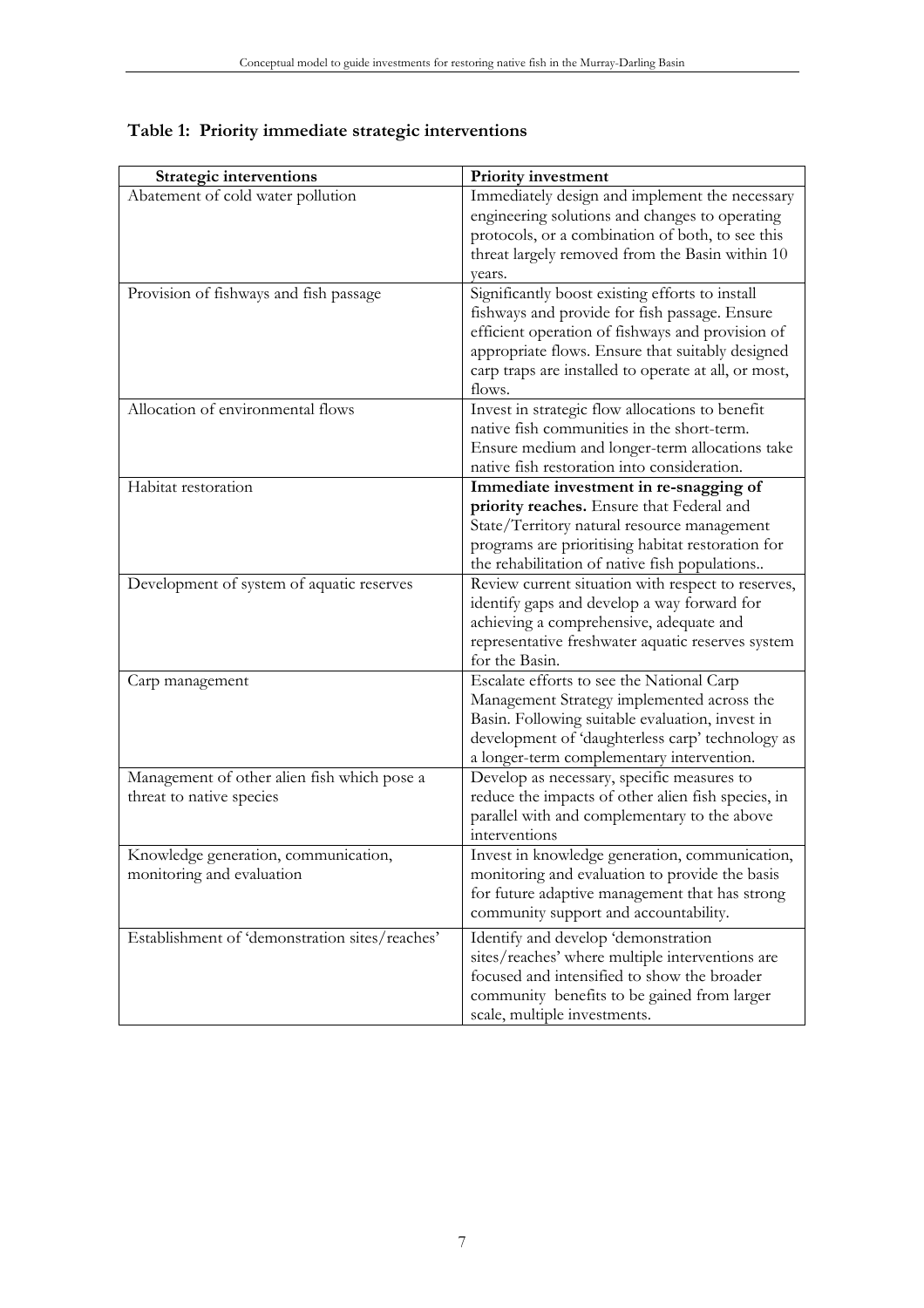## Table 1: Priority immediate strategic interventions

| Strategic interventions | Priority investment |
| --- | --- |
| Abatement of cold water pollution | Immediately design and implement the necessary engineering solutions and changes to operating protocols, or a combination of both, to see this threat largely removed from the Basin within 10 years. |
| Provision of fishways and fish passage | Significantly boost existing efforts to install fishways and provide for fish passage. Ensure efficient operation of fishways and provision of appropriate flows. Ensure that suitably designed carp traps are installed to operate at all, or most, flows. |
| Allocation of environmental flows | Invest in strategic flow allocations to benefit native fish communities in the short-term. Ensure medium and longer-term allocations take native fish restoration into consideration. |
| Habitat restoration | **Immediate investment in re-snagging of priority reaches.** Ensure that Federal and State/Territory natural resource management programs are prioritising habitat restoration for the rehabilitation of native fish populations.. |
| Development of system of aquatic reserves | Review current situation with respect to reserves, identify gaps and develop a way forward for achieving a comprehensive, adequate and representative freshwater aquatic reserves system for the Basin. |
| Carp management | Escalate efforts to see the National Carp Management Strategy implemented across the Basin. Following suitable evaluation, invest in development of 'daughterless carp' technology as a longer-term complementary intervention. |
| Management of other alien fish which pose a threat to native species | Develop as necessary, specific measures to reduce the impacts of other alien fish species, in parallel with and complementary to the above interventions |
| Knowledge generation, communication, monitoring and evaluation | Invest in knowledge generation, communication, monitoring and evaluation to provide the basis for future adaptive management that has strong community support and accountability. |
| Establishment of 'demonstration sites/reaches' | Identify and develop 'demonstration sites/reaches' where multiple interventions are focused and intensified to show the broader community benefits to be gained from larger scale, multiple investments. |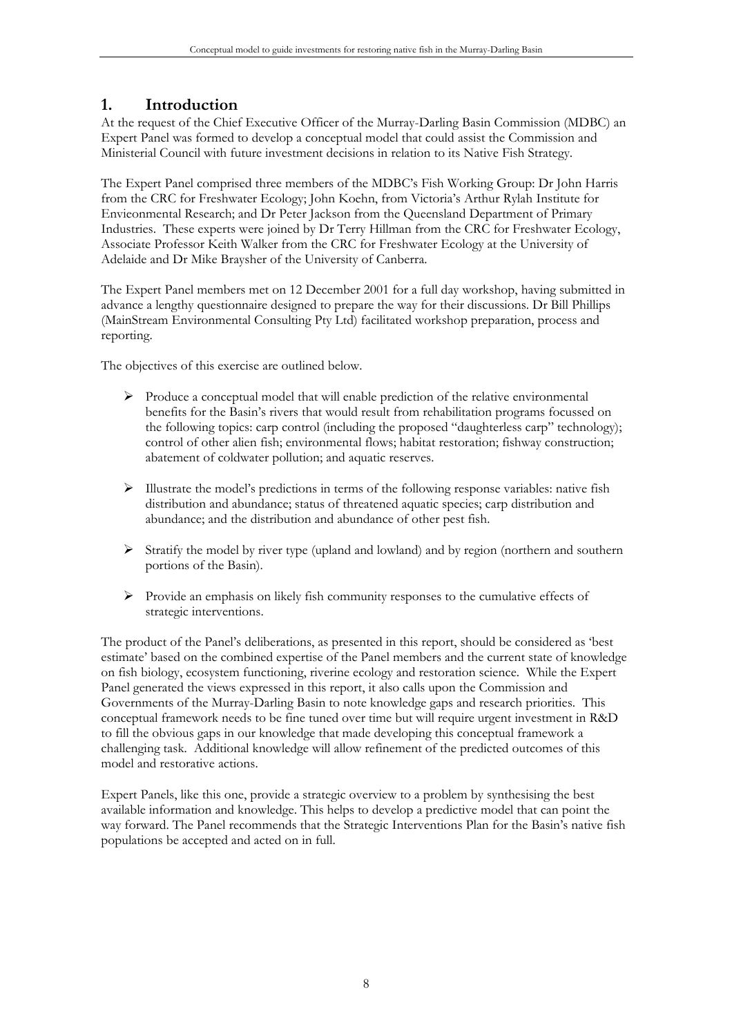# 1. Introduction

At the request of the Chief Executive Officer of the Murray-Darling Basin Commission (MDBC) an Expert Panel was formed to develop a conceptual model that could assist the Commission and Ministerial Council with future investment decisions in relation to its Native Fish Strategy.

The Expert Panel comprised three members of the MDBC's Fish Working Group: Dr John Harris from the CRC for Freshwater Ecology; John Koehn, from Victoria's Arthur Rylah Institute for Envieonmental Research; and Dr Peter Jackson from the Queensland Department of Primary Industries. These experts were joined by Dr Terry Hillman from the CRC for Freshwater Ecology, Associate Professor Keith Walker from the CRC for Freshwater Ecology at the University of Adelaide and Dr Mike Braysher of the University of Canberra.

The Expert Panel members met on 12 December 2001 for a full day workshop, having submitted in advance a lengthy questionnaire designed to prepare the way for their discussions. Dr Bill Phillips (MainStream Environmental Consulting Pty Ltd) facilitated workshop preparation, process and reporting.

The objectives of this exercise are outlined below.

- Produce a conceptual model that will enable prediction of the relative environmental benefits for the Basin's rivers that would result from rehabilitation programs focussed on the following topics: carp control (including the proposed "daughterless carp" technology); control of other alien fish; environmental flows; habitat restoration; fishway construction; abatement of coldwater pollution; and aquatic reserves.
- Illustrate the model's predictions in terms of the following response variables: native fish distribution and abundance; status of threatened aquatic species; carp distribution and abundance; and the distribution and abundance of other pest fish.
- Stratify the model by river type (upland and lowland) and by region (northern and southern portions of the Basin).
- Provide an emphasis on likely fish community responses to the cumulative effects of strategic interventions.

The product of the Panel's deliberations, as presented in this report, should be considered as 'best estimate' based on the combined expertise of the Panel members and the current state of knowledge on fish biology, ecosystem functioning, riverine ecology and restoration science. While the Expert Panel generated the views expressed in this report, it also calls upon the Commission and Governments of the Murray-Darling Basin to note knowledge gaps and research priorities. This conceptual framework needs to be fine tuned over time but will require urgent investment in R&D to fill the obvious gaps in our knowledge that made developing this conceptual framework a challenging task. Additional knowledge will allow refinement of the predicted outcomes of this model and restorative actions.

Expert Panels, like this one, provide a strategic overview to a problem by synthesising the best available information and knowledge. This helps to develop a predictive model that can point the way forward. The Panel recommends that the Strategic Interventions Plan for the Basin's native fish populations be accepted and acted on in full.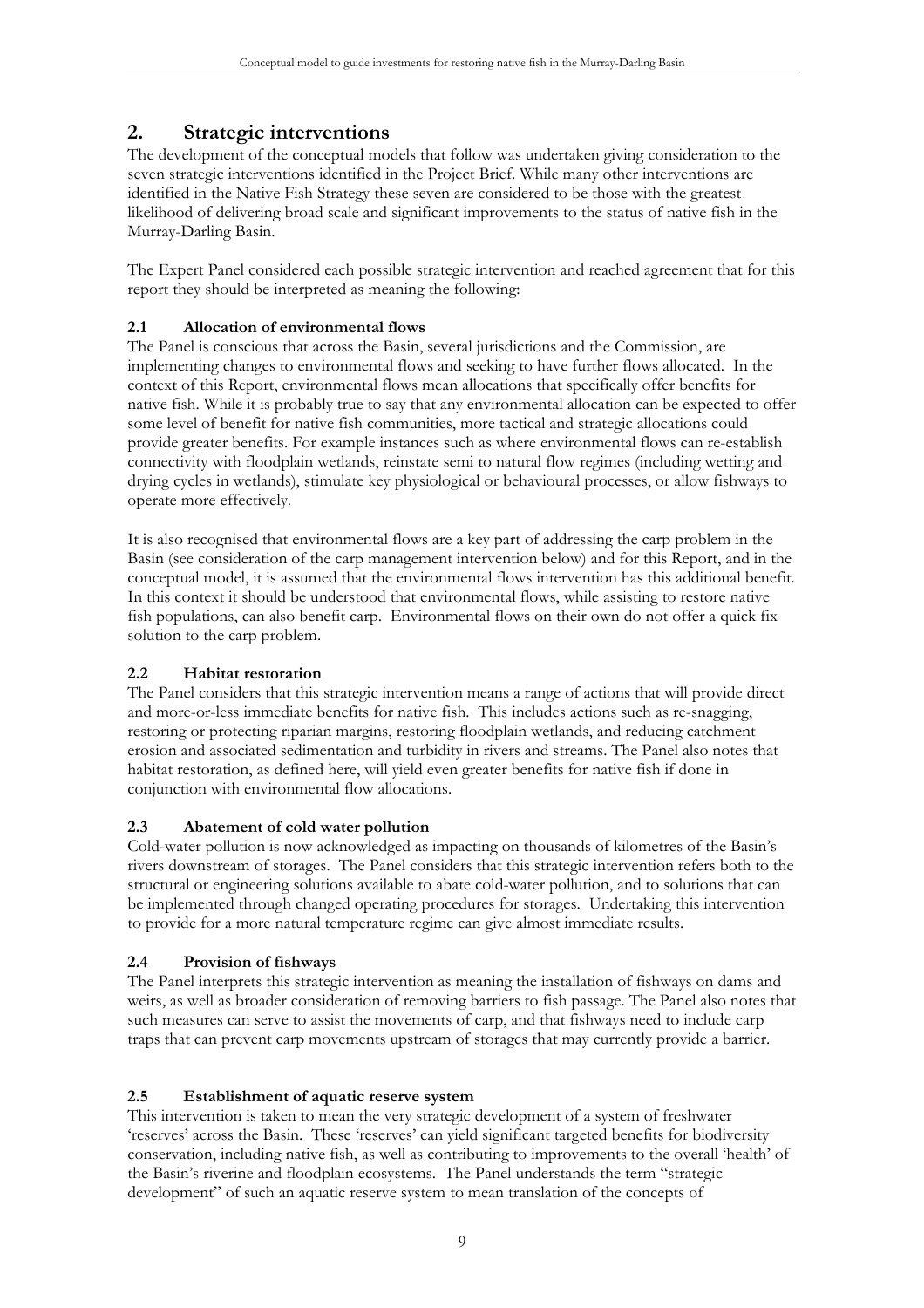## 2. Strategic interventions

The development of the conceptual models that follow was undertaken giving consideration to the seven strategic interventions identified in the Project Brief. While many other interventions are identified in the Native Fish Strategy these seven are considered to be those with the greatest likelihood of delivering broad scale and significant improvements to the status of native fish in the Murray-Darling Basin.

The Expert Panel considered each possible strategic intervention and reached agreement that for this report they should be interpreted as meaning the following:

### 2.1 Allocation of environmental flows

The Panel is conscious that across the Basin, several jurisdictions and the Commission, are implementing changes to environmental flows and seeking to have further flows allocated. In the context of this Report, environmental flows mean allocations that specifically offer benefits for native fish. While it is probably true to say that any environmental allocation can be expected to offer some level of benefit for native fish communities, more tactical and strategic allocations could provide greater benefits. For example instances such as where environmental flows can re-establish connectivity with floodplain wetlands, reinstate semi to natural flow regimes (including wetting and drying cycles in wetlands), stimulate key physiological or behavioural processes, or allow fishways to operate more effectively.

It is also recognised that environmental flows are a key part of addressing the carp problem in the Basin (see consideration of the carp management intervention below) and for this Report, and in the conceptual model, it is assumed that the environmental flows intervention has this additional benefit. In this context it should be understood that environmental flows, while assisting to restore native fish populations, can also benefit carp. Environmental flows on their own do not offer a quick fix solution to the carp problem.

### 2.2 Habitat restoration

The Panel considers that this strategic intervention means a range of actions that will provide direct and more-or-less immediate benefits for native fish. This includes actions such as re-snagging, restoring or protecting riparian margins, restoring floodplain wetlands, and reducing catchment erosion and associated sedimentation and turbidity in rivers and streams. The Panel also notes that habitat restoration, as defined here, will yield even greater benefits for native fish if done in conjunction with environmental flow allocations.

### 2.3 Abatement of cold water pollution

Cold-water pollution is now acknowledged as impacting on thousands of kilometres of the Basin's rivers downstream of storages. The Panel considers that this strategic intervention refers both to the structural or engineering solutions available to abate cold-water pollution, and to solutions that can be implemented through changed operating procedures for storages. Undertaking this intervention to provide for a more natural temperature regime can give almost immediate results.

### 2.4 Provision of fishways

The Panel interprets this strategic intervention as meaning the installation of fishways on dams and weirs, as well as broader consideration of removing barriers to fish passage. The Panel also notes that such measures can serve to assist the movements of carp, and that fishways need to include carp traps that can prevent carp movements upstream of storages that may currently provide a barrier.

### 2.5 Establishment of aquatic reserve system

This intervention is taken to mean the very strategic development of a system of freshwater 'reserves' across the Basin. These 'reserves' can yield significant targeted benefits for biodiversity conservation, including native fish, as well as contributing to improvements to the overall 'health' of the Basin's riverine and floodplain ecosystems. The Panel understands the term "strategic development" of such an aquatic reserve system to mean translation of the concepts of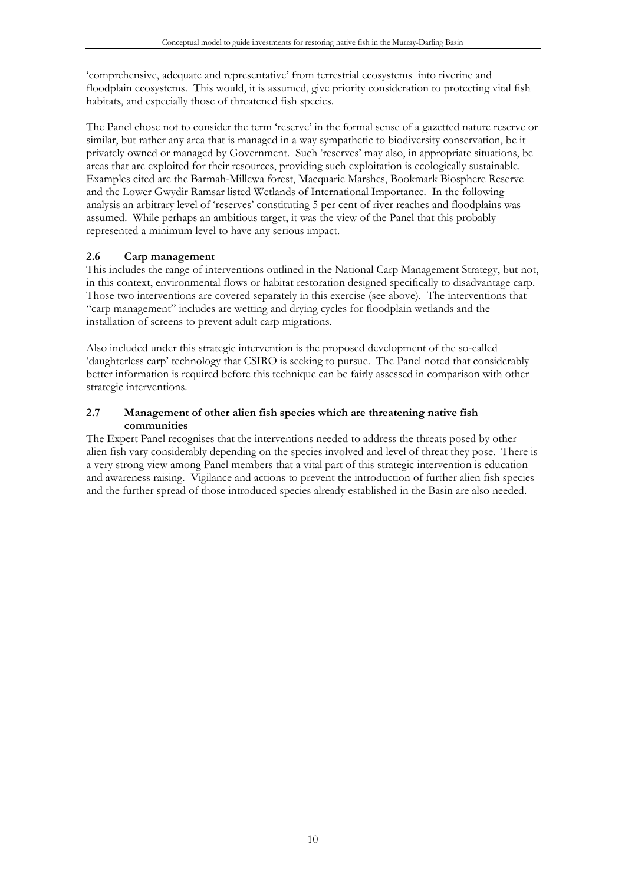'comprehensive, adequate and representative' from terrestrial ecosystems into riverine and floodplain ecosystems. This would, it is assumed, give priority consideration to protecting vital fish habitats, and especially those of threatened fish species.

The Panel chose not to consider the term 'reserve' in the formal sense of a gazetted nature reserve or similar, but rather any area that is managed in a way sympathetic to biodiversity conservation, be it privately owned or managed by Government. Such 'reserves' may also, in appropriate situations, be areas that are exploited for their resources, providing such exploitation is ecologically sustainable. Examples cited are the Barmah-Millewa forest, Macquarie Marshes, Bookmark Biosphere Reserve and the Lower Gwydir Ramsar listed Wetlands of International Importance. In the following analysis an arbitrary level of 'reserves' constituting 5 per cent of river reaches and floodplains was assumed. While perhaps an ambitious target, it was the view of the Panel that this probably represented a minimum level to have any serious impact.

### 2.6 Carp management

This includes the range of interventions outlined in the National Carp Management Strategy, but not, in this context, environmental flows or habitat restoration designed specifically to disadvantage carp. Those two interventions are covered separately in this exercise (see above). The interventions that "carp management" includes are wetting and drying cycles for floodplain wetlands and the installation of screens to prevent adult carp migrations.

Also included under this strategic intervention is the proposed development of the so-called 'daughterless carp' technology that CSIRO is seeking to pursue. The Panel noted that considerably better information is required before this technique can be fairly assessed in comparison with other strategic interventions.

### 2.7 Management of other alien fish species which are threatening native fish communities

The Expert Panel recognises that the interventions needed to address the threats posed by other alien fish vary considerably depending on the species involved and level of threat they pose. There is a very strong view among Panel members that a vital part of this strategic intervention is education and awareness raising. Vigilance and actions to prevent the introduction of further alien fish species and the further spread of those introduced species already established in the Basin are also needed.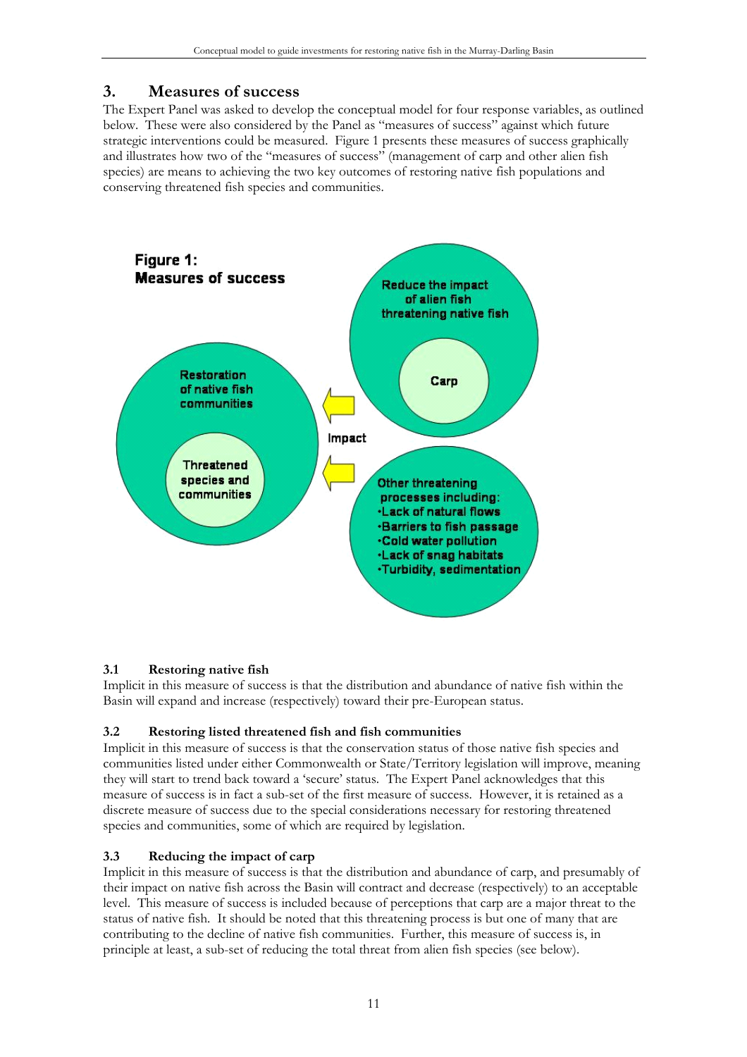## 3. Measures of success

The Expert Panel was asked to develop the conceptual model for four response variables, as outlined below. These were also considered by the Panel as "measures of success" against which future strategic interventions could be measured. Figure 1 presents these measures of success graphically and illustrates how two of the "measures of success" (management of carp and other alien fish species) are means to achieving the two key outcomes of restoring native fish populations and conserving threatened fish species and communities.

**Figure 1: Measures of success**

Restoration of native fish communities

Threatened species and communities

Impact

Reduce the impact of alien fish threatening native fish

Carp

Other threatening processes including:
- Lack of natural flows
- Barriers to fish passage
- Cold water pollution
- Lack of snag habitats
- Turbidity, sedimentation

### 3.1 Restoring native fish

Implicit in this measure of success is that the distribution and abundance of native fish within the Basin will expand and increase (respectively) toward their pre-European status.

### 3.2 Restoring listed threatened fish and fish communities

Implicit in this measure of success is that the conservation status of those native fish species and communities listed under either Commonwealth or State/Territory legislation will improve, meaning they will start to trend back toward a 'secure' status. The Expert Panel acknowledges that this measure of success is in fact a sub-set of the first measure of success. However, it is retained as a discrete measure of success due to the special considerations necessary for restoring threatened species and communities, some of which are required by legislation.

### 3.3 Reducing the impact of carp

Implicit in this measure of success is that the distribution and abundance of carp, and presumably of their impact on native fish across the Basin will contract and decrease (respectively) to an acceptable level. This measure of success is included because of perceptions that carp are a major threat to the status of native fish. It should be noted that this threatening process is but one of many that are contributing to the decline of native fish communities. Further, this measure of success is, in principle at least, a sub-set of reducing the total threat from alien fish species (see below).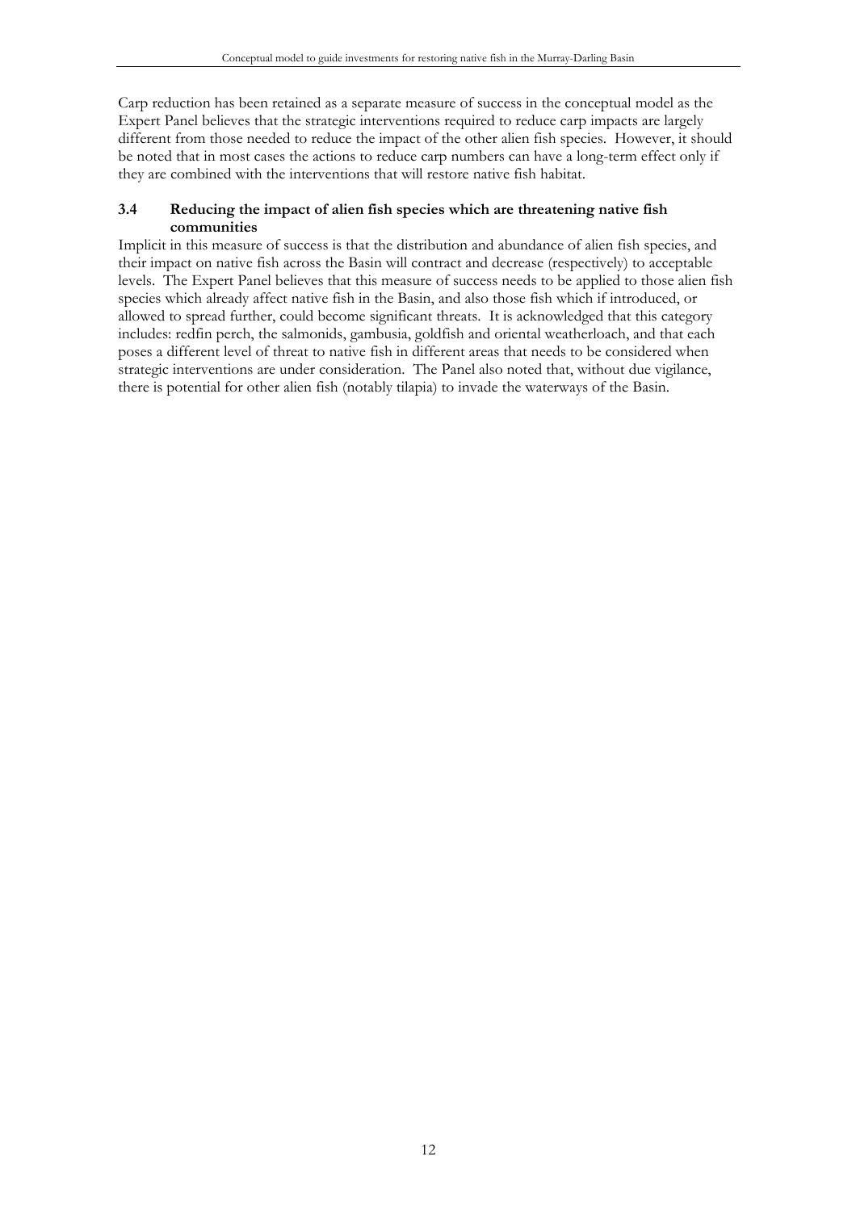Carp reduction has been retained as a separate measure of success in the conceptual model as the Expert Panel believes that the strategic interventions required to reduce carp impacts are largely different from those needed to reduce the impact of the other alien fish species. However, it should be noted that in most cases the actions to reduce carp numbers can have a long-term effect only if they are combined with the interventions that will restore native fish habitat.

### 3.4 Reducing the impact of alien fish species which are threatening native fish communities

Implicit in this measure of success is that the distribution and abundance of alien fish species, and their impact on native fish across the Basin will contract and decrease (respectively) to acceptable levels. The Expert Panel believes that this measure of success needs to be applied to those alien fish species which already affect native fish in the Basin, and also those fish which if introduced, or allowed to spread further, could become significant threats. It is acknowledged that this category includes: redfin perch, the salmonids, gambusia, goldfish and oriental weatherloach, and that each poses a different level of threat to native fish in different areas that needs to be considered when strategic interventions are under consideration. The Panel also noted that, without due vigilance, there is potential for other alien fish (notably tilapia) to invade the waterways of the Basin.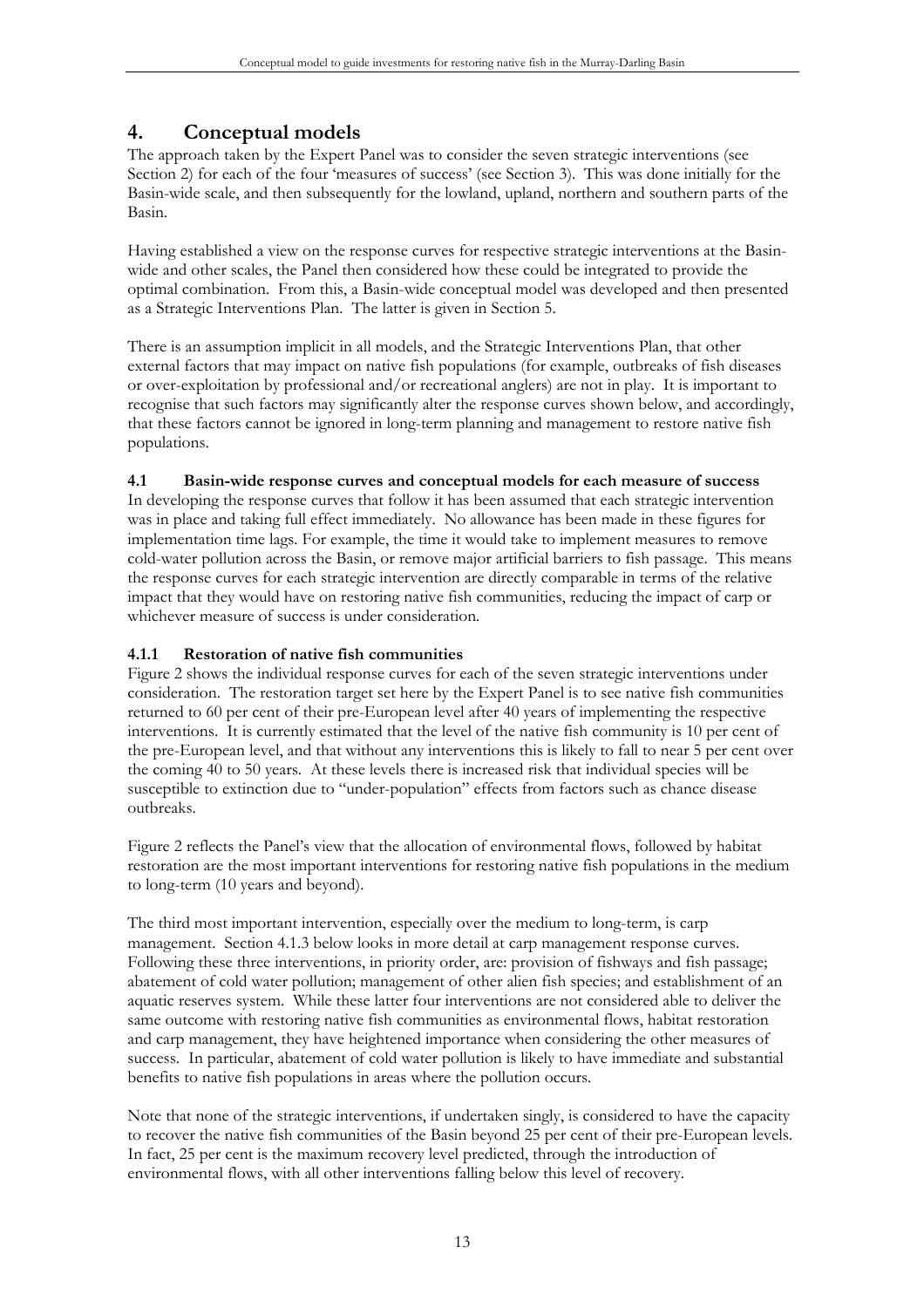# 4. Conceptual models

The approach taken by the Expert Panel was to consider the seven strategic interventions (see Section 2) for each of the four 'measures of success' (see Section 3). This was done initially for the Basin-wide scale, and then subsequently for the lowland, upland, northern and southern parts of the Basin.

Having established a view on the response curves for respective strategic interventions at the Basin-wide and other scales, the Panel then considered how these could be integrated to provide the optimal combination. From this, a Basin-wide conceptual model was developed and then presented as a Strategic Interventions Plan. The latter is given in Section 5.

There is an assumption implicit in all models, and the Strategic Interventions Plan, that other external factors that may impact on native fish populations (for example, outbreaks of fish diseases or over-exploitation by professional and/or recreational anglers) are not in play. It is important to recognise that such factors may significantly alter the response curves shown below, and accordingly, that these factors cannot be ignored in long-term planning and management to restore native fish populations.

## 4.1 Basin-wide response curves and conceptual models for each measure of success

In developing the response curves that follow it has been assumed that each strategic intervention was in place and taking full effect immediately. No allowance has been made in these figures for implementation time lags. For example, the time it would take to implement measures to remove cold-water pollution across the Basin, or remove major artificial barriers to fish passage. This means the response curves for each strategic intervention are directly comparable in terms of the relative impact that they would have on restoring native fish communities, reducing the impact of carp or whichever measure of success is under consideration.

### 4.1.1 Restoration of native fish communities

Figure 2 shows the individual response curves for each of the seven strategic interventions under consideration. The restoration target set here by the Expert Panel is to see native fish communities returned to 60 per cent of their pre-European level after 40 years of implementing the respective interventions. It is currently estimated that the level of the native fish community is 10 per cent of the pre-European level, and that without any interventions this is likely to fall to near 5 per cent over the coming 40 to 50 years. At these levels there is increased risk that individual species will be susceptible to extinction due to "under-population" effects from factors such as chance disease outbreaks.

Figure 2 reflects the Panel's view that the allocation of environmental flows, followed by habitat restoration are the most important interventions for restoring native fish populations in the medium to long-term (10 years and beyond).

The third most important intervention, especially over the medium to long-term, is carp management. Section 4.1.3 below looks in more detail at carp management response curves. Following these three interventions, in priority order, are: provision of fishways and fish passage; abatement of cold water pollution; management of other alien fish species; and establishment of an aquatic reserves system. While these latter four interventions are not considered able to deliver the same outcome with restoring native fish communities as environmental flows, habitat restoration and carp management, they have heightened importance when considering the other measures of success. In particular, abatement of cold water pollution is likely to have immediate and substantial benefits to native fish populations in areas where the pollution occurs.

Note that none of the strategic interventions, if undertaken singly, is considered to have the capacity to recover the native fish communities of the Basin beyond 25 per cent of their pre-European levels. In fact, 25 per cent is the maximum recovery level predicted, through the introduction of environmental flows, with all other interventions falling below this level of recovery.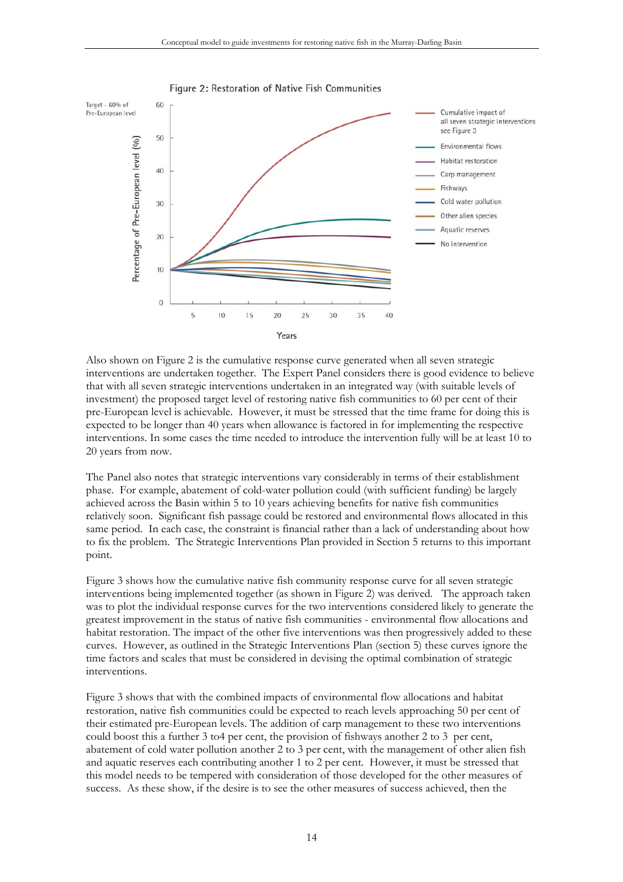Figure 2: Restoration of Native Fish Communities

Also shown on Figure 2 is the cumulative response curve generated when all seven strategic interventions are undertaken together. The Expert Panel considers there is good evidence to believe that with all seven strategic interventions undertaken in an integrated way (with suitable levels of investment) the proposed target level of restoring native fish communities to 60 per cent of their pre-European level is achievable. However, it must be stressed that the time frame for doing this is expected to be longer than 40 years when allowance is factored in for implementing the respective interventions. In some cases the time needed to introduce the intervention fully will be at least 10 to 20 years from now.

The Panel also notes that strategic interventions vary considerably in terms of their establishment phase. For example, abatement of cold-water pollution could (with sufficient funding) be largely achieved across the Basin within 5 to 10 years achieving benefits for native fish communities relatively soon. Significant fish passage could be restored and environmental flows allocated in this same period. In each case, the constraint is financial rather than a lack of understanding about how to fix the problem. The Strategic Interventions Plan provided in Section 5 returns to this important point.

Figure 3 shows how the cumulative native fish community response curve for all seven strategic interventions being implemented together (as shown in Figure 2) was derived. The approach taken was to plot the individual response curves for the two interventions considered likely to generate the greatest improvement in the status of native fish communities - environmental flow allocations and habitat restoration. The impact of the other five interventions was then progressively added to these curves. However, as outlined in the Strategic Interventions Plan (section 5) these curves ignore the time factors and scales that must be considered in devising the optimal combination of strategic interventions.

Figure 3 shows that with the combined impacts of environmental flow allocations and habitat restoration, native fish communities could be expected to reach levels approaching 50 per cent of their estimated pre-European levels. The addition of carp management to these two interventions could boost this a further 3 to4 per cent, the provision of fishways another 2 to 3 per cent, abatement of cold water pollution another 2 to 3 per cent, with the management of other alien fish and aquatic reserves each contributing another 1 to 2 per cent. However, it must be stressed that this model needs to be tempered with consideration of those developed for the other measures of success. As these show, if the desire is to see the other measures of success achieved, then the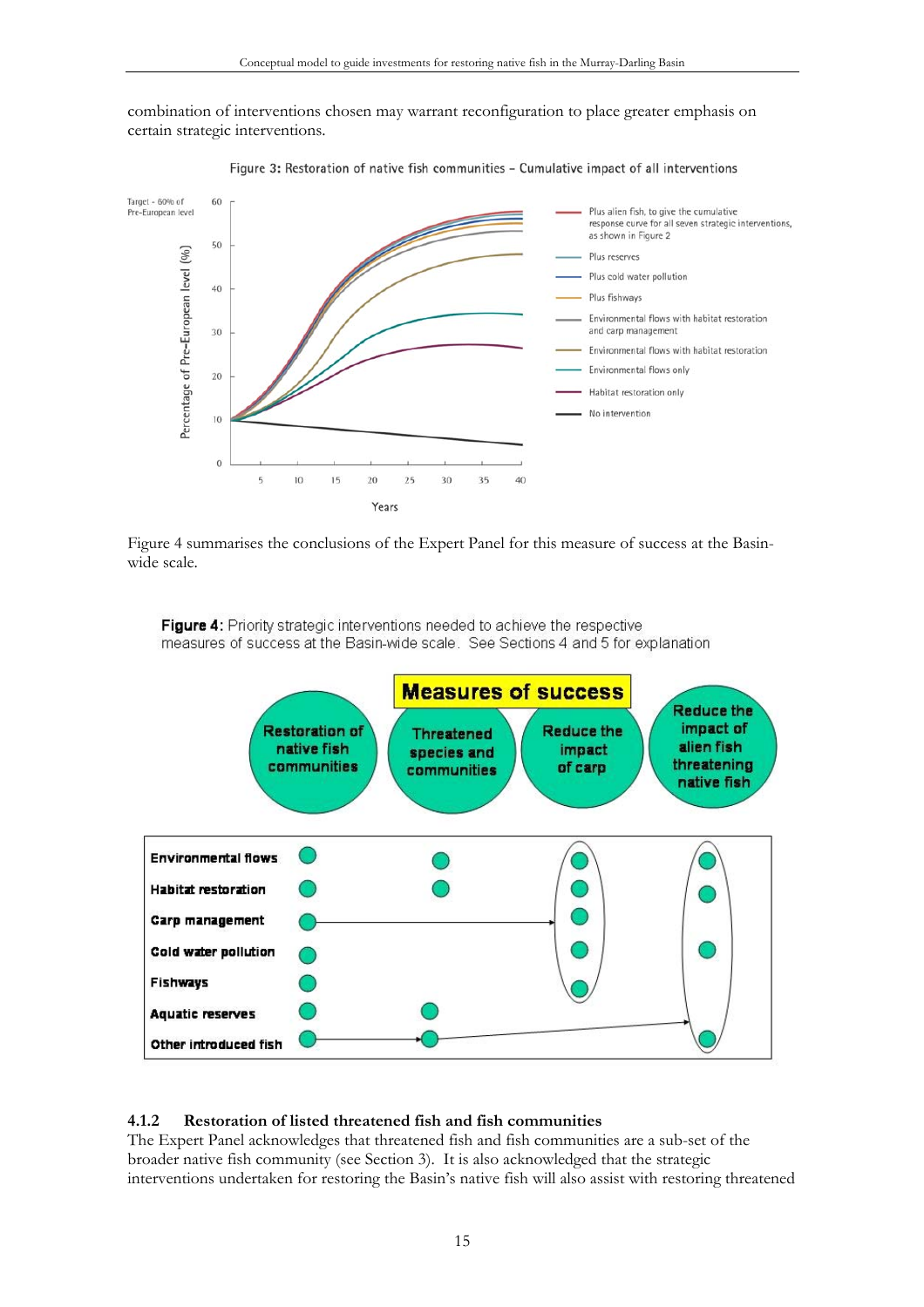combination of interventions chosen may warrant reconfiguration to place greater emphasis on certain strategic interventions.

Figure 3: Restoration of native fish communities – Cumulative impact of all interventions

Figure 4 summarises the conclusions of the Expert Panel for this measure of success at the Basin-wide scale.

**Figure 4:** Priority strategic interventions needed to achieve the respective measures of success at the Basin-wide scale. See Sections 4 and 5 for explanation

### 4.1.2 Restoration of listed threatened fish and fish communities

The Expert Panel acknowledges that threatened fish and fish communities are a sub-set of the broader native fish community (see Section 3). It is also acknowledged that the strategic interventions undertaken for restoring the Basin's native fish will also assist with restoring threatened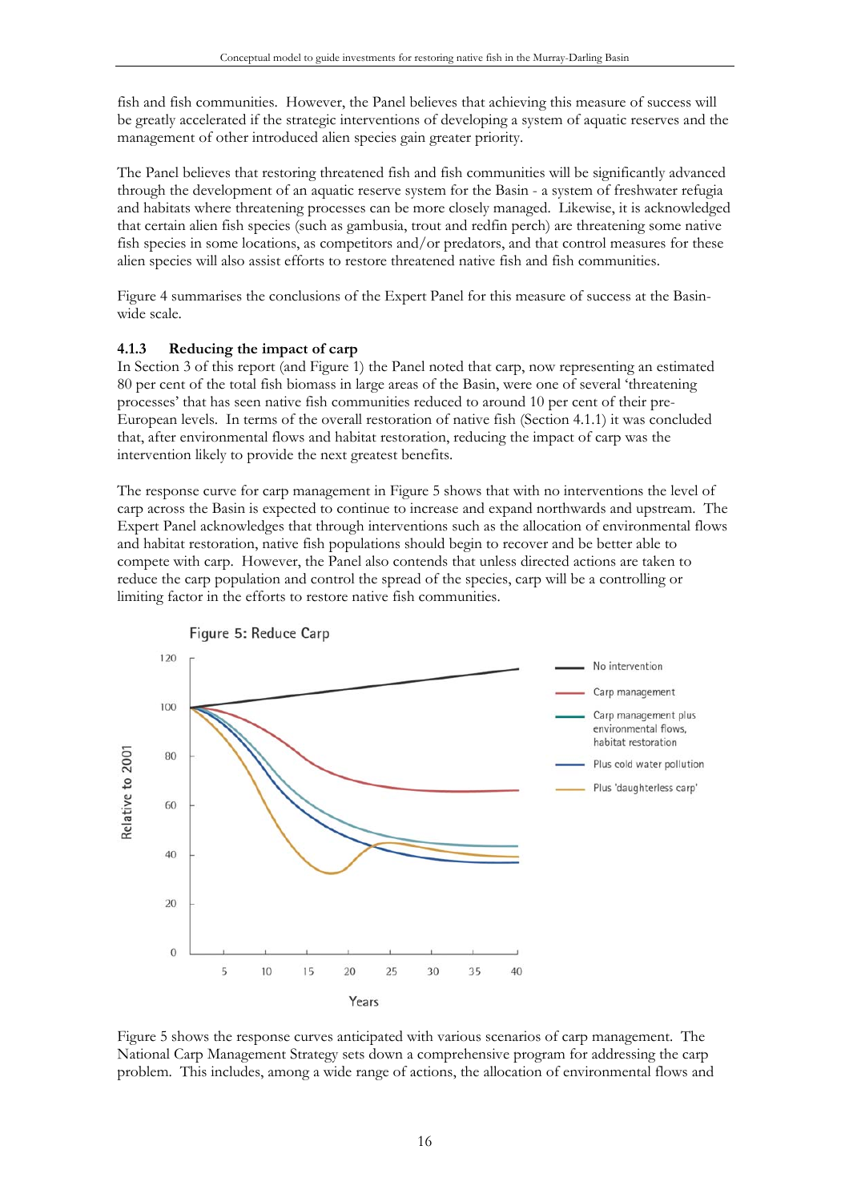fish and fish communities. However, the Panel believes that achieving this measure of success will be greatly accelerated if the strategic interventions of developing a system of aquatic reserves and the management of other introduced alien species gain greater priority.

The Panel believes that restoring threatened fish and fish communities will be significantly advanced through the development of an aquatic reserve system for the Basin - a system of freshwater refugia and habitats where threatening processes can be more closely managed. Likewise, it is acknowledged that certain alien fish species (such as gambusia, trout and redfin perch) are threatening some native fish species in some locations, as competitors and/or predators, and that control measures for these alien species will also assist efforts to restore threatened native fish and fish communities.

Figure 4 summarises the conclusions of the Expert Panel for this measure of success at the Basin-wide scale.

### 4.1.3 Reducing the impact of carp

In Section 3 of this report (and Figure 1) the Panel noted that carp, now representing an estimated 80 per cent of the total fish biomass in large areas of the Basin, were one of several 'threatening processes' that has seen native fish communities reduced to around 10 per cent of their pre-European levels. In terms of the overall restoration of native fish (Section 4.1.1) it was concluded that, after environmental flows and habitat restoration, reducing the impact of carp was the intervention likely to provide the next greatest benefits.

The response curve for carp management in Figure 5 shows that with no interventions the level of carp across the Basin is expected to continue to increase and expand northwards and upstream. The Expert Panel acknowledges that through interventions such as the allocation of environmental flows and habitat restoration, native fish populations should begin to recover and be better able to compete with carp. However, the Panel also contends that unless directed actions are taken to reduce the carp population and control the spread of the species, carp will be a controlling or limiting factor in the efforts to restore native fish communities.

Figure 5: Reduce Carp

Figure 5 shows the response curves anticipated with various scenarios of carp management. The National Carp Management Strategy sets down a comprehensive program for addressing the carp problem. This includes, among a wide range of actions, the allocation of environmental flows and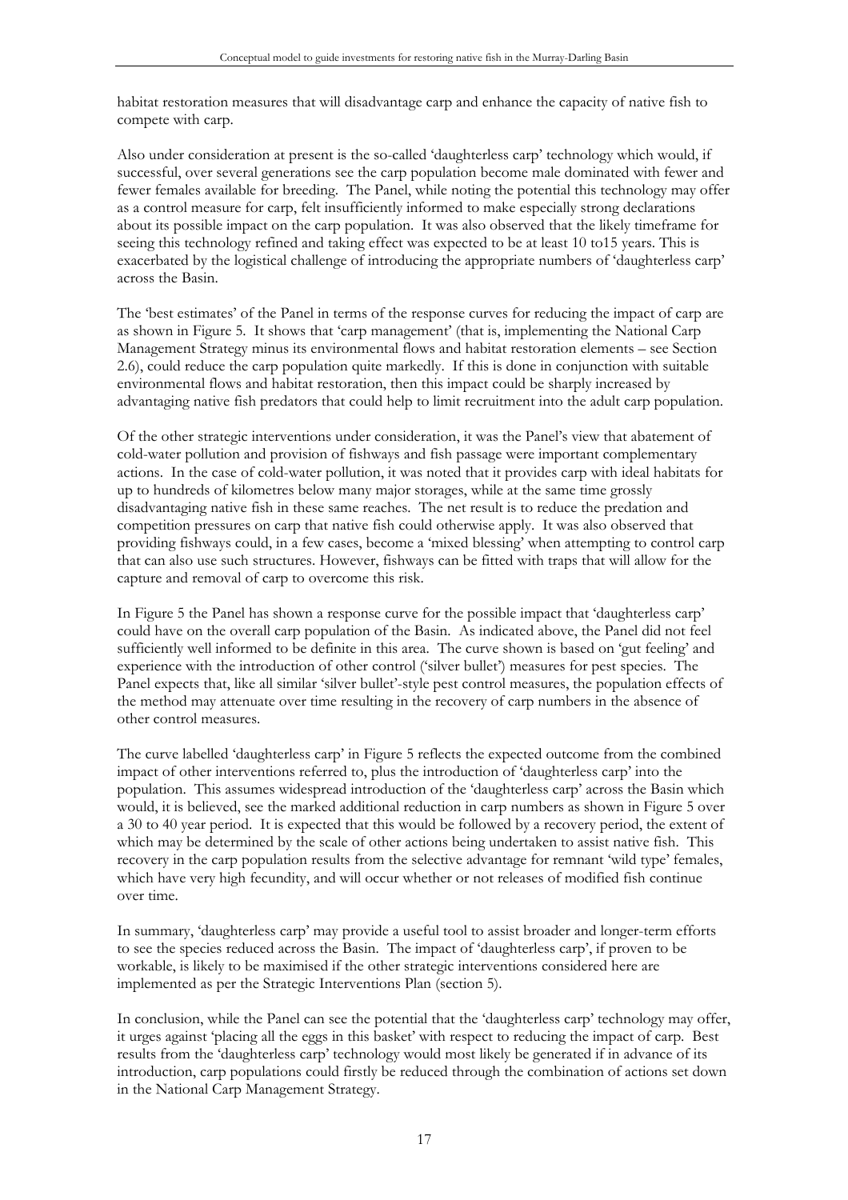habitat restoration measures that will disadvantage carp and enhance the capacity of native fish to compete with carp.

Also under consideration at present is the so-called 'daughterless carp' technology which would, if successful, over several generations see the carp population become male dominated with fewer and fewer females available for breeding. The Panel, while noting the potential this technology may offer as a control measure for carp, felt insufficiently informed to make especially strong declarations about its possible impact on the carp population. It was also observed that the likely timeframe for seeing this technology refined and taking effect was expected to be at least 10 to15 years. This is exacerbated by the logistical challenge of introducing the appropriate numbers of 'daughterless carp' across the Basin.

The 'best estimates' of the Panel in terms of the response curves for reducing the impact of carp are as shown in Figure 5. It shows that 'carp management' (that is, implementing the National Carp Management Strategy minus its environmental flows and habitat restoration elements – see Section 2.6), could reduce the carp population quite markedly. If this is done in conjunction with suitable environmental flows and habitat restoration, then this impact could be sharply increased by advantaging native fish predators that could help to limit recruitment into the adult carp population.

Of the other strategic interventions under consideration, it was the Panel's view that abatement of cold-water pollution and provision of fishways and fish passage were important complementary actions. In the case of cold-water pollution, it was noted that it provides carp with ideal habitats for up to hundreds of kilometres below many major storages, while at the same time grossly disadvantaging native fish in these same reaches. The net result is to reduce the predation and competition pressures on carp that native fish could otherwise apply. It was also observed that providing fishways could, in a few cases, become a 'mixed blessing' when attempting to control carp that can also use such structures. However, fishways can be fitted with traps that will allow for the capture and removal of carp to overcome this risk.

In Figure 5 the Panel has shown a response curve for the possible impact that 'daughterless carp' could have on the overall carp population of the Basin. As indicated above, the Panel did not feel sufficiently well informed to be definite in this area. The curve shown is based on 'gut feeling' and experience with the introduction of other control ('silver bullet') measures for pest species. The Panel expects that, like all similar 'silver bullet'-style pest control measures, the population effects of the method may attenuate over time resulting in the recovery of carp numbers in the absence of other control measures.

The curve labelled 'daughterless carp' in Figure 5 reflects the expected outcome from the combined impact of other interventions referred to, plus the introduction of 'daughterless carp' into the population. This assumes widespread introduction of the 'daughterless carp' across the Basin which would, it is believed, see the marked additional reduction in carp numbers as shown in Figure 5 over a 30 to 40 year period. It is expected that this would be followed by a recovery period, the extent of which may be determined by the scale of other actions being undertaken to assist native fish. This recovery in the carp population results from the selective advantage for remnant 'wild type' females, which have very high fecundity, and will occur whether or not releases of modified fish continue over time.

In summary, 'daughterless carp' may provide a useful tool to assist broader and longer-term efforts to see the species reduced across the Basin. The impact of 'daughterless carp', if proven to be workable, is likely to be maximised if the other strategic interventions considered here are implemented as per the Strategic Interventions Plan (section 5).

In conclusion, while the Panel can see the potential that the 'daughterless carp' technology may offer, it urges against 'placing all the eggs in this basket' with respect to reducing the impact of carp. Best results from the 'daughterless carp' technology would most likely be generated if in advance of its introduction, carp populations could firstly be reduced through the combination of actions set down in the National Carp Management Strategy.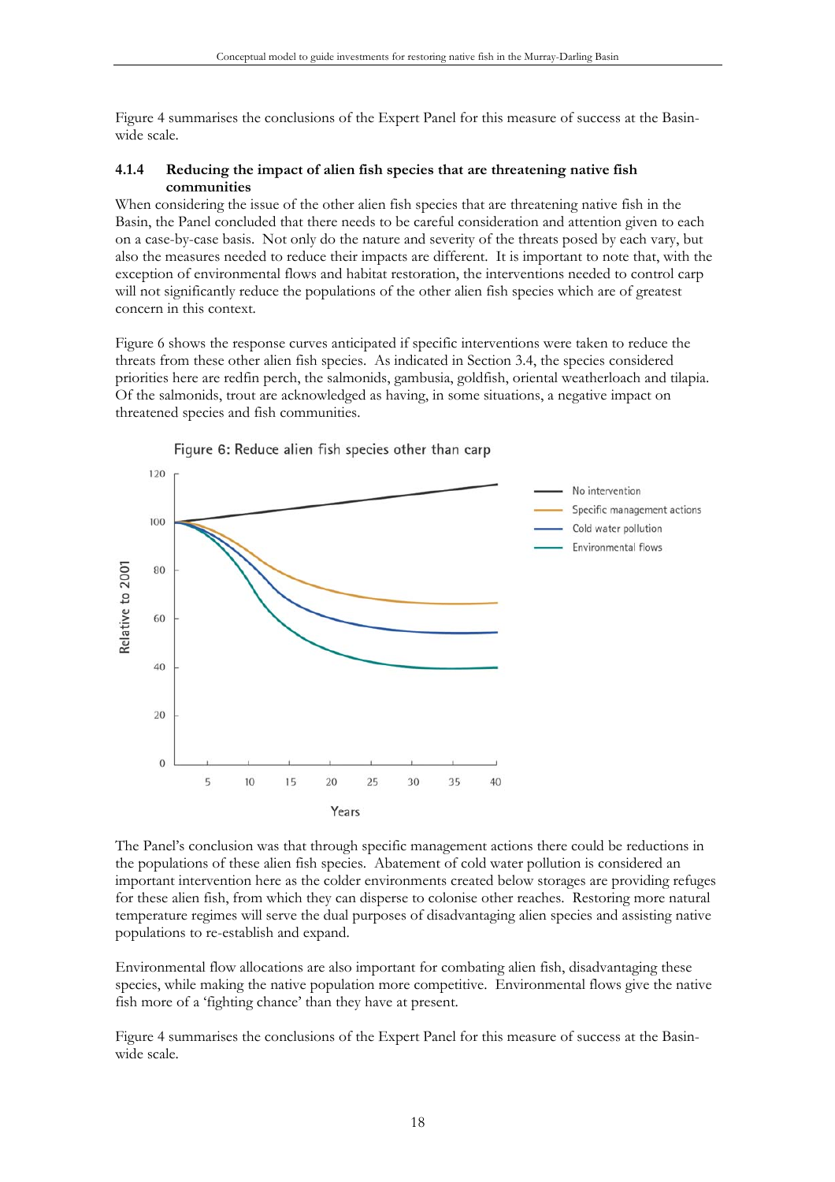Figure 4 summarises the conclusions of the Expert Panel for this measure of success at the Basin-wide scale.

### 4.1.4 Reducing the impact of alien fish species that are threatening native fish communities

When considering the issue of the other alien fish species that are threatening native fish in the Basin, the Panel concluded that there needs to be careful consideration and attention given to each on a case-by-case basis. Not only do the nature and severity of the threats posed by each vary, but also the measures needed to reduce their impacts are different. It is important to note that, with the exception of environmental flows and habitat restoration, the interventions needed to control carp will not significantly reduce the populations of the other alien fish species which are of greatest concern in this context.

Figure 6 shows the response curves anticipated if specific interventions were taken to reduce the threats from these other alien fish species. As indicated in Section 3.4, the species considered priorities here are redfin perch, the salmonids, gambusia, goldfish, oriental weatherloach and tilapia. Of the salmonids, trout are acknowledged as having, in some situations, a negative impact on threatened species and fish communities.

Figure 6: Reduce alien fish species other than carp

The Panel's conclusion was that through specific management actions there could be reductions in the populations of these alien fish species. Abatement of cold water pollution is considered an important intervention here as the colder environments created below storages are providing refuges for these alien fish, from which they can disperse to colonise other reaches. Restoring more natural temperature regimes will serve the dual purposes of disadvantaging alien species and assisting native populations to re-establish and expand.

Environmental flow allocations are also important for combating alien fish, disadvantaging these species, while making the native population more competitive. Environmental flows give the native fish more of a 'fighting chance' than they have at present.

Figure 4 summarises the conclusions of the Expert Panel for this measure of success at the Basin-wide scale.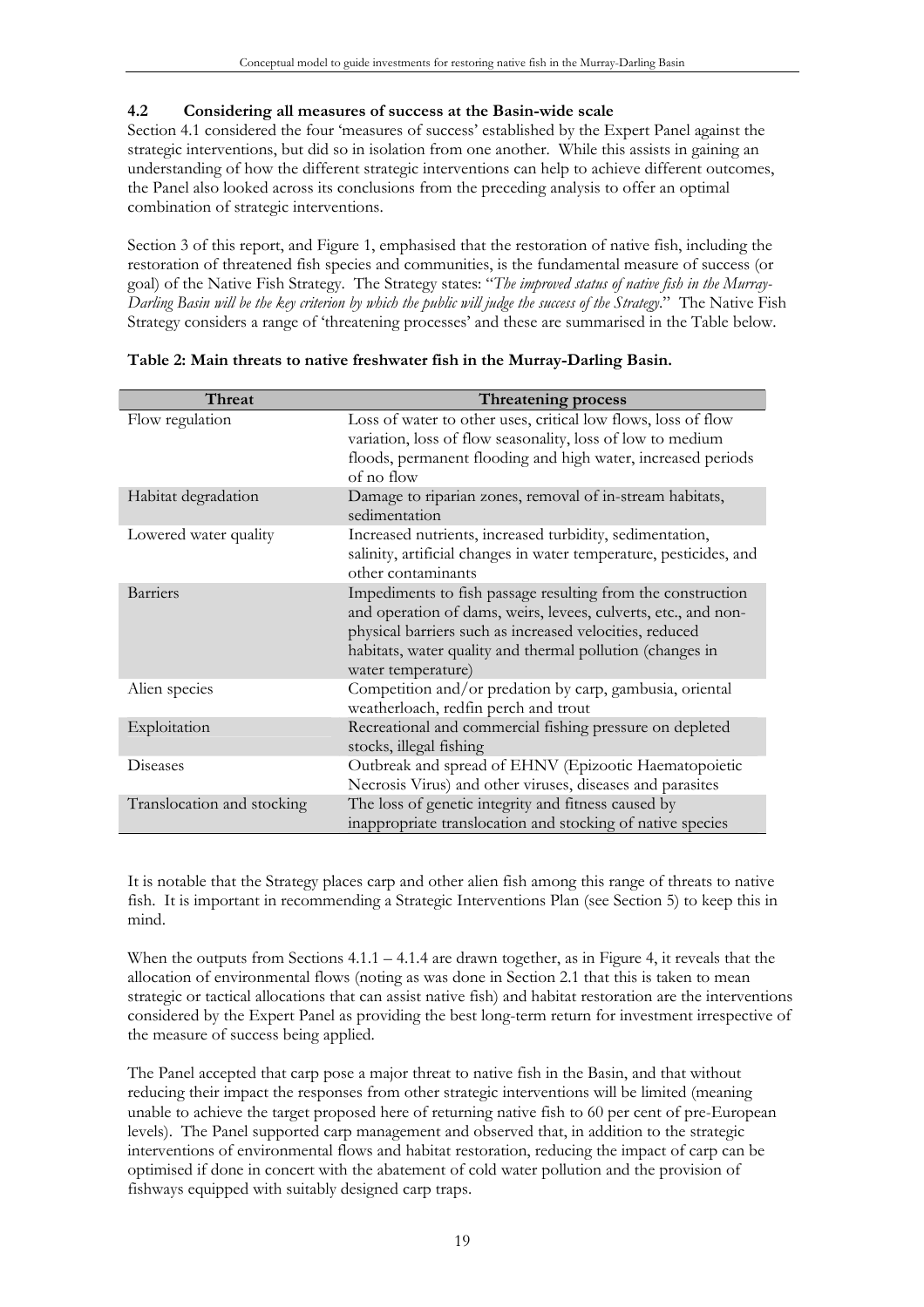### 4.2 Considering all measures of success at the Basin-wide scale

Section 4.1 considered the four 'measures of success' established by the Expert Panel against the strategic interventions, but did so in isolation from one another. While this assists in gaining an understanding of how the different strategic interventions can help to achieve different outcomes, the Panel also looked across its conclusions from the preceding analysis to offer an optimal combination of strategic interventions.

Section 3 of this report, and Figure 1, emphasised that the restoration of native fish, including the restoration of threatened fish species and communities, is the fundamental measure of success (or goal) of the Native Fish Strategy. The Strategy states: "*The improved status of native fish in the Murray-Darling Basin will be the key criterion by which the public will judge the success of the Strategy*." The Native Fish Strategy considers a range of 'threatening processes' and these are summarised in the Table below.

**Table 2: Main threats to native freshwater fish in the Murray-Darling Basin.**

| Threat | Threatening process |
|---|---|
| Flow regulation | Loss of water to other uses, critical low flows, loss of flow variation, loss of flow seasonality, loss of low to medium floods, permanent flooding and high water, increased periods of no flow |
| Habitat degradation | Damage to riparian zones, removal of in-stream habitats, sedimentation |
| Lowered water quality | Increased nutrients, increased turbidity, sedimentation, salinity, artificial changes in water temperature, pesticides, and other contaminants |
| Barriers | Impediments to fish passage resulting from the construction and operation of dams, weirs, levees, culverts, etc., and non-physical barriers such as increased velocities, reduced habitats, water quality and thermal pollution (changes in water temperature) |
| Alien species | Competition and/or predation by carp, gambusia, oriental weatherloach, redfin perch and trout |
| Exploitation | Recreational and commercial fishing pressure on depleted stocks, illegal fishing |
| Diseases | Outbreak and spread of EHNV (Epizootic Haematopoietic Necrosis Virus) and other viruses, diseases and parasites |
| Translocation and stocking | The loss of genetic integrity and fitness caused by inappropriate translocation and stocking of native species |

It is notable that the Strategy places carp and other alien fish among this range of threats to native fish. It is important in recommending a Strategic Interventions Plan (see Section 5) to keep this in mind.

When the outputs from Sections 4.1.1 – 4.1.4 are drawn together, as in Figure 4, it reveals that the allocation of environmental flows (noting as was done in Section 2.1 that this is taken to mean strategic or tactical allocations that can assist native fish) and habitat restoration are the interventions considered by the Expert Panel as providing the best long-term return for investment irrespective of the measure of success being applied.

The Panel accepted that carp pose a major threat to native fish in the Basin, and that without reducing their impact the responses from other strategic interventions will be limited (meaning unable to achieve the target proposed here of returning native fish to 60 per cent of pre-European levels). The Panel supported carp management and observed that, in addition to the strategic interventions of environmental flows and habitat restoration, reducing the impact of carp can be optimised if done in concert with the abatement of cold water pollution and the provision of fishways equipped with suitably designed carp traps.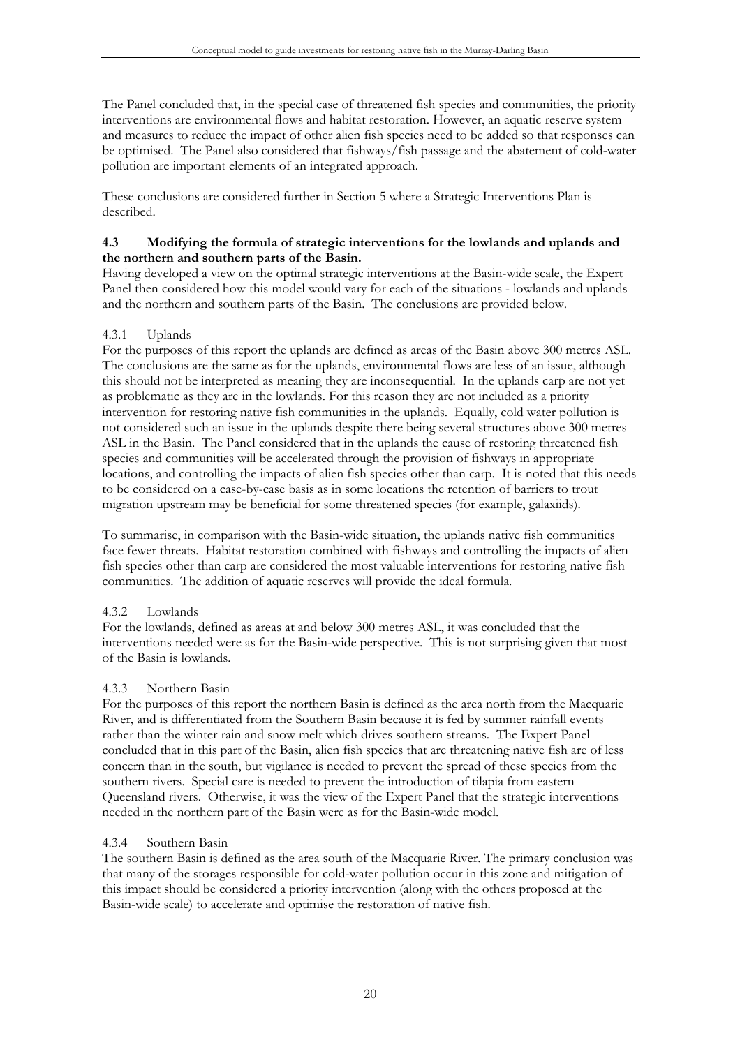The Panel concluded that, in the special case of threatened fish species and communities, the priority interventions are environmental flows and habitat restoration. However, an aquatic reserve system and measures to reduce the impact of other alien fish species need to be added so that responses can be optimised. The Panel also considered that fishways/fish passage and the abatement of cold-water pollution are important elements of an integrated approach.

These conclusions are considered further in Section 5 where a Strategic Interventions Plan is described.

### 4.3 Modifying the formula of strategic interventions for the lowlands and uplands and the northern and southern parts of the Basin.

Having developed a view on the optimal strategic interventions at the Basin-wide scale, the Expert Panel then considered how this model would vary for each of the situations - lowlands and uplands and the northern and southern parts of the Basin. The conclusions are provided below.

#### 4.3.1 Uplands

For the purposes of this report the uplands are defined as areas of the Basin above 300 metres ASL. The conclusions are the same as for the uplands, environmental flows are less of an issue, although this should not be interpreted as meaning they are inconsequential. In the uplands carp are not yet as problematic as they are in the lowlands. For this reason they are not included as a priority intervention for restoring native fish communities in the uplands. Equally, cold water pollution is not considered such an issue in the uplands despite there being several structures above 300 metres ASL in the Basin. The Panel considered that in the uplands the cause of restoring threatened fish species and communities will be accelerated through the provision of fishways in appropriate locations, and controlling the impacts of alien fish species other than carp. It is noted that this needs to be considered on a case-by-case basis as in some locations the retention of barriers to trout migration upstream may be beneficial for some threatened species (for example, galaxiids).

To summarise, in comparison with the Basin-wide situation, the uplands native fish communities face fewer threats. Habitat restoration combined with fishways and controlling the impacts of alien fish species other than carp are considered the most valuable interventions for restoring native fish communities. The addition of aquatic reserves will provide the ideal formula.

#### 4.3.2 Lowlands

For the lowlands, defined as areas at and below 300 metres ASL, it was concluded that the interventions needed were as for the Basin-wide perspective. This is not surprising given that most of the Basin is lowlands.

#### 4.3.3 Northern Basin

For the purposes of this report the northern Basin is defined as the area north from the Macquarie River, and is differentiated from the Southern Basin because it is fed by summer rainfall events rather than the winter rain and snow melt which drives southern streams. The Expert Panel concluded that in this part of the Basin, alien fish species that are threatening native fish are of less concern than in the south, but vigilance is needed to prevent the spread of these species from the southern rivers. Special care is needed to prevent the introduction of tilapia from eastern Queensland rivers. Otherwise, it was the view of the Expert Panel that the strategic interventions needed in the northern part of the Basin were as for the Basin-wide model.

#### 4.3.4 Southern Basin

The southern Basin is defined as the area south of the Macquarie River. The primary conclusion was that many of the storages responsible for cold-water pollution occur in this zone and mitigation of this impact should be considered a priority intervention (along with the others proposed at the Basin-wide scale) to accelerate and optimise the restoration of native fish.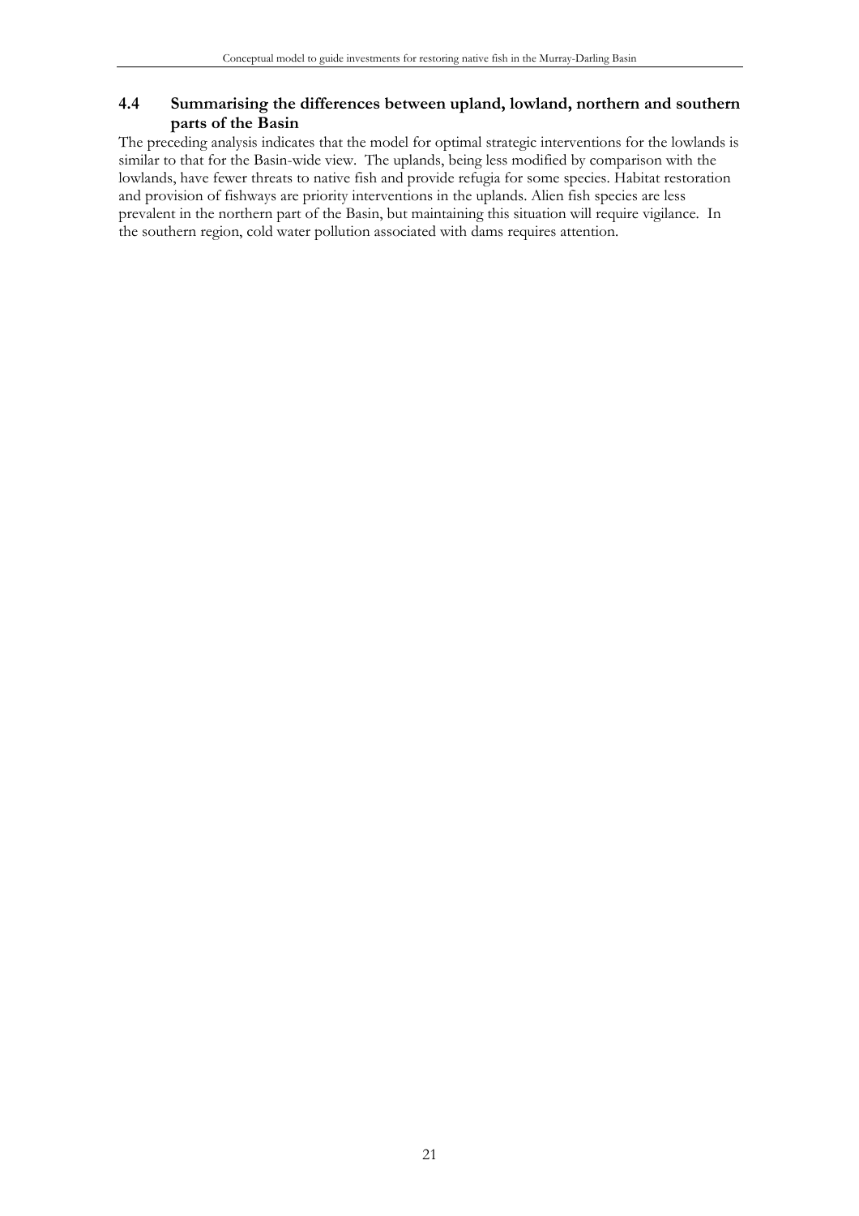## 4.4 Summarising the differences between upland, lowland, northern and southern parts of the Basin

The preceding analysis indicates that the model for optimal strategic interventions for the lowlands is similar to that for the Basin-wide view. The uplands, being less modified by comparison with the lowlands, have fewer threats to native fish and provide refugia for some species. Habitat restoration and provision of fishways are priority interventions in the uplands. Alien fish species are less prevalent in the northern part of the Basin, but maintaining this situation will require vigilance. In the southern region, cold water pollution associated with dams requires attention.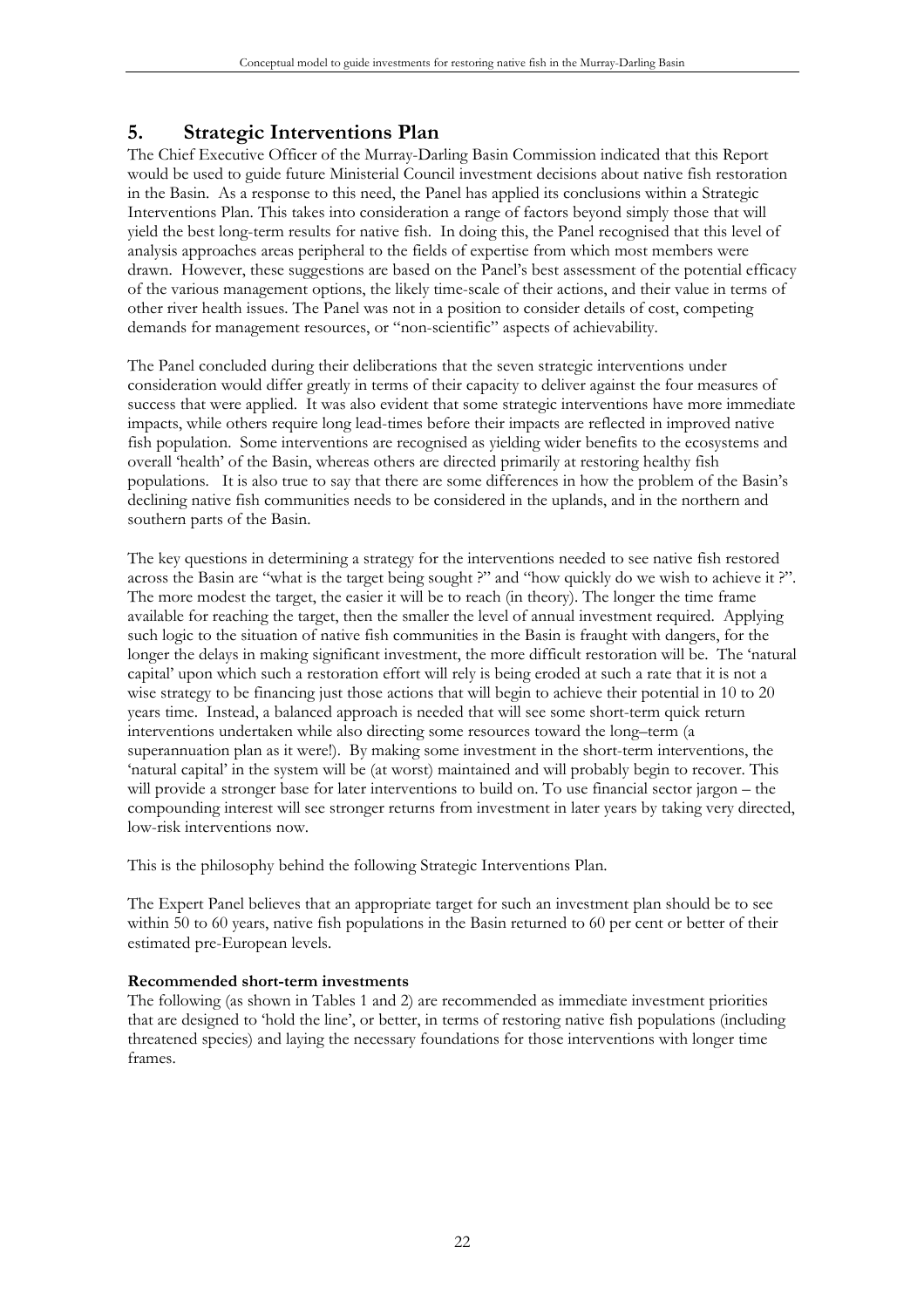## 5. Strategic Interventions Plan

The Chief Executive Officer of the Murray-Darling Basin Commission indicated that this Report would be used to guide future Ministerial Council investment decisions about native fish restoration in the Basin. As a response to this need, the Panel has applied its conclusions within a Strategic Interventions Plan. This takes into consideration a range of factors beyond simply those that will yield the best long-term results for native fish. In doing this, the Panel recognised that this level of analysis approaches areas peripheral to the fields of expertise from which most members were drawn. However, these suggestions are based on the Panel's best assessment of the potential efficacy of the various management options, the likely time-scale of their actions, and their value in terms of other river health issues. The Panel was not in a position to consider details of cost, competing demands for management resources, or "non-scientific" aspects of achievability.

The Panel concluded during their deliberations that the seven strategic interventions under consideration would differ greatly in terms of their capacity to deliver against the four measures of success that were applied. It was also evident that some strategic interventions have more immediate impacts, while others require long lead-times before their impacts are reflected in improved native fish population. Some interventions are recognised as yielding wider benefits to the ecosystems and overall 'health' of the Basin, whereas others are directed primarily at restoring healthy fish populations. It is also true to say that there are some differences in how the problem of the Basin's declining native fish communities needs to be considered in the uplands, and in the northern and southern parts of the Basin.

The key questions in determining a strategy for the interventions needed to see native fish restored across the Basin are "what is the target being sought ?" and "how quickly do we wish to achieve it ?". The more modest the target, the easier it will be to reach (in theory). The longer the time frame available for reaching the target, then the smaller the level of annual investment required. Applying such logic to the situation of native fish communities in the Basin is fraught with dangers, for the longer the delays in making significant investment, the more difficult restoration will be. The 'natural capital' upon which such a restoration effort will rely is being eroded at such a rate that it is not a wise strategy to be financing just those actions that will begin to achieve their potential in 10 to 20 years time. Instead, a balanced approach is needed that will see some short-term quick return interventions undertaken while also directing some resources toward the long–term (a superannuation plan as it were!). By making some investment in the short-term interventions, the 'natural capital' in the system will be (at worst) maintained and will probably begin to recover. This will provide a stronger base for later interventions to build on. To use financial sector jargon – the compounding interest will see stronger returns from investment in later years by taking very directed, low-risk interventions now.

This is the philosophy behind the following Strategic Interventions Plan.

The Expert Panel believes that an appropriate target for such an investment plan should be to see within 50 to 60 years, native fish populations in the Basin returned to 60 per cent or better of their estimated pre-European levels.

**Recommended short-term investments**

The following (as shown in Tables 1 and 2) are recommended as immediate investment priorities that are designed to 'hold the line', or better, in terms of restoring native fish populations (including threatened species) and laying the necessary foundations for those interventions with longer time frames.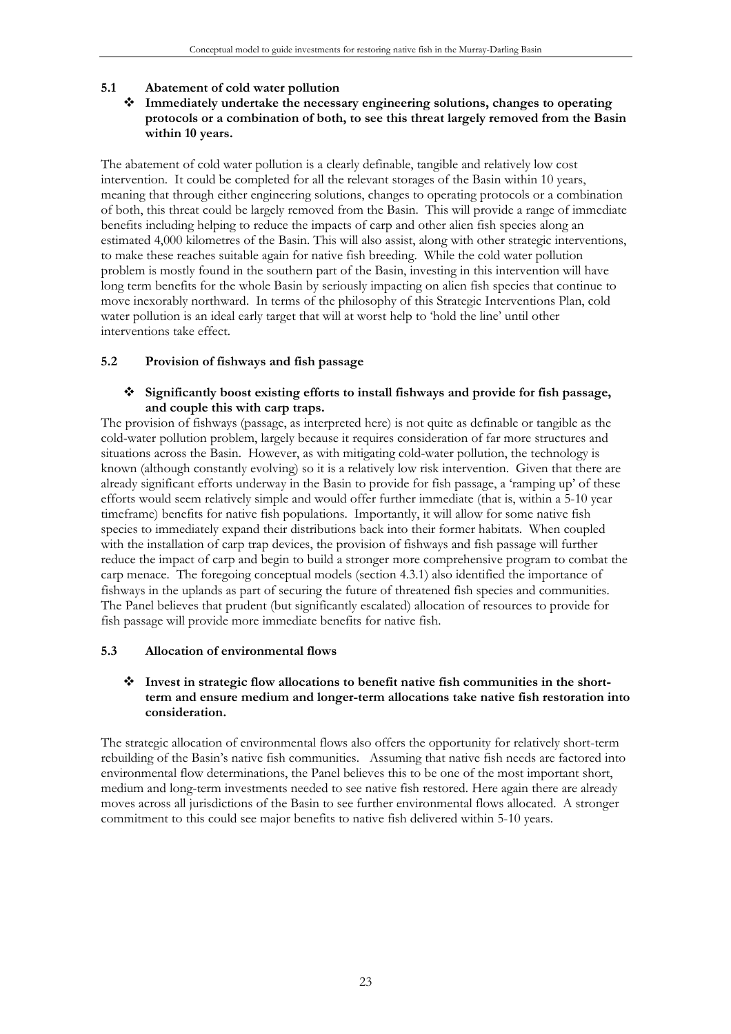### 5.1 Abatement of cold water pollution

- **Immediately undertake the necessary engineering solutions, changes to operating protocols or a combination of both, to see this threat largely removed from the Basin within 10 years.**

The abatement of cold water pollution is a clearly definable, tangible and relatively low cost intervention. It could be completed for all the relevant storages of the Basin within 10 years, meaning that through either engineering solutions, changes to operating protocols or a combination of both, this threat could be largely removed from the Basin. This will provide a range of immediate benefits including helping to reduce the impacts of carp and other alien fish species along an estimated 4,000 kilometres of the Basin. This will also assist, along with other strategic interventions, to make these reaches suitable again for native fish breeding. While the cold water pollution problem is mostly found in the southern part of the Basin, investing in this intervention will have long term benefits for the whole Basin by seriously impacting on alien fish species that continue to move inexorably northward. In terms of the philosophy of this Strategic Interventions Plan, cold water pollution is an ideal early target that will at worst help to 'hold the line' until other interventions take effect.

### 5.2 Provision of fishways and fish passage

- **Significantly boost existing efforts to install fishways and provide for fish passage, and couple this with carp traps.**

The provision of fishways (passage, as interpreted here) is not quite as definable or tangible as the cold-water pollution problem, largely because it requires consideration of far more structures and situations across the Basin. However, as with mitigating cold-water pollution, the technology is known (although constantly evolving) so it is a relatively low risk intervention. Given that there are already significant efforts underway in the Basin to provide for fish passage, a 'ramping up' of these efforts would seem relatively simple and would offer further immediate (that is, within a 5-10 year timeframe) benefits for native fish populations. Importantly, it will allow for some native fish species to immediately expand their distributions back into their former habitats. When coupled with the installation of carp trap devices, the provision of fishways and fish passage will further reduce the impact of carp and begin to build a stronger more comprehensive program to combat the carp menace. The foregoing conceptual models (section 4.3.1) also identified the importance of fishways in the uplands as part of securing the future of threatened fish species and communities. The Panel believes that prudent (but significantly escalated) allocation of resources to provide for fish passage will provide more immediate benefits for native fish.

### 5.3 Allocation of environmental flows

- **Invest in strategic flow allocations to benefit native fish communities in the short-term and ensure medium and longer-term allocations take native fish restoration into consideration.**

The strategic allocation of environmental flows also offers the opportunity for relatively short-term rebuilding of the Basin's native fish communities. Assuming that native fish needs are factored into environmental flow determinations, the Panel believes this to be one of the most important short, medium and long-term investments needed to see native fish restored. Here again there are already moves across all jurisdictions of the Basin to see further environmental flows allocated. A stronger commitment to this could see major benefits to native fish delivered within 5-10 years.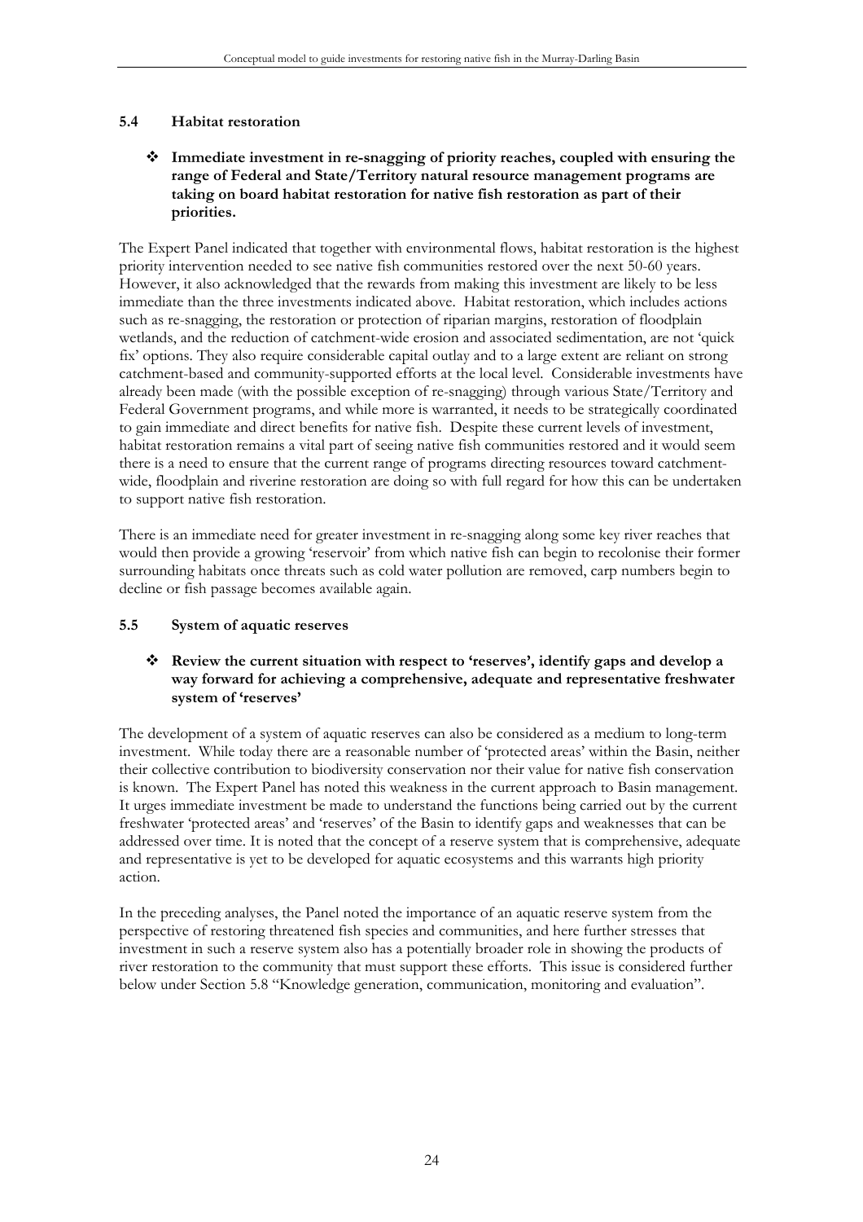### 5.4 Habitat restoration

- **Immediate investment in re-snagging of priority reaches, coupled with ensuring the range of Federal and State/Territory natural resource management programs are taking on board habitat restoration for native fish restoration as part of their priorities.**

The Expert Panel indicated that together with environmental flows, habitat restoration is the highest priority intervention needed to see native fish communities restored over the next 50-60 years. However, it also acknowledged that the rewards from making this investment are likely to be less immediate than the three investments indicated above. Habitat restoration, which includes actions such as re-snagging, the restoration or protection of riparian margins, restoration of floodplain wetlands, and the reduction of catchment-wide erosion and associated sedimentation, are not 'quick fix' options. They also require considerable capital outlay and to a large extent are reliant on strong catchment-based and community-supported efforts at the local level. Considerable investments have already been made (with the possible exception of re-snagging) through various State/Territory and Federal Government programs, and while more is warranted, it needs to be strategically coordinated to gain immediate and direct benefits for native fish. Despite these current levels of investment, habitat restoration remains a vital part of seeing native fish communities restored and it would seem there is a need to ensure that the current range of programs directing resources toward catchment-wide, floodplain and riverine restoration are doing so with full regard for how this can be undertaken to support native fish restoration.

There is an immediate need for greater investment in re-snagging along some key river reaches that would then provide a growing 'reservoir' from which native fish can begin to recolonise their former surrounding habitats once threats such as cold water pollution are removed, carp numbers begin to decline or fish passage becomes available again.

### 5.5 System of aquatic reserves

- **Review the current situation with respect to 'reserves', identify gaps and develop a way forward for achieving a comprehensive, adequate and representative freshwater system of 'reserves'**

The development of a system of aquatic reserves can also be considered as a medium to long-term investment. While today there are a reasonable number of 'protected areas' within the Basin, neither their collective contribution to biodiversity conservation nor their value for native fish conservation is known. The Expert Panel has noted this weakness in the current approach to Basin management. It urges immediate investment be made to understand the functions being carried out by the current freshwater 'protected areas' and 'reserves' of the Basin to identify gaps and weaknesses that can be addressed over time. It is noted that the concept of a reserve system that is comprehensive, adequate and representative is yet to be developed for aquatic ecosystems and this warrants high priority action.

In the preceding analyses, the Panel noted the importance of an aquatic reserve system from the perspective of restoring threatened fish species and communities, and here further stresses that investment in such a reserve system also has a potentially broader role in showing the products of river restoration to the community that must support these efforts. This issue is considered further below under Section 5.8 "Knowledge generation, communication, monitoring and evaluation".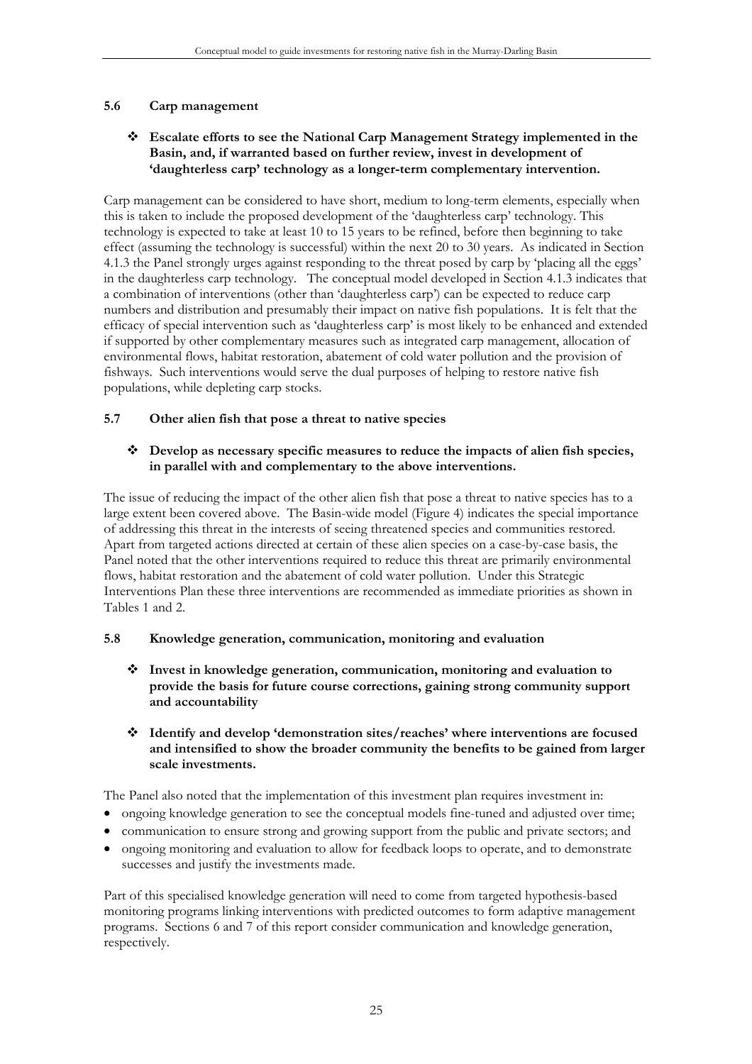### 5.6 Carp management

- **Escalate efforts to see the National Carp Management Strategy implemented in the Basin, and, if warranted based on further review, invest in development of 'daughterless carp' technology as a longer-term complementary intervention.**

Carp management can be considered to have short, medium to long-term elements, especially when this is taken to include the proposed development of the 'daughterless carp' technology. This technology is expected to take at least 10 to 15 years to be refined, before then beginning to take effect (assuming the technology is successful) within the next 20 to 30 years. As indicated in Section 4.1.3 the Panel strongly urges against responding to the threat posed by carp by 'placing all the eggs' in the daughterless carp technology. The conceptual model developed in Section 4.1.3 indicates that a combination of interventions (other than 'daughterless carp') can be expected to reduce carp numbers and distribution and presumably their impact on native fish populations. It is felt that the efficacy of special intervention such as 'daughterless carp' is most likely to be enhanced and extended if supported by other complementary measures such as integrated carp management, allocation of environmental flows, habitat restoration, abatement of cold water pollution and the provision of fishways. Such interventions would serve the dual purposes of helping to restore native fish populations, while depleting carp stocks.

### 5.7 Other alien fish that pose a threat to native species

- **Develop as necessary specific measures to reduce the impacts of alien fish species, in parallel with and complementary to the above interventions.**

The issue of reducing the impact of the other alien fish that pose a threat to native species has to a large extent been covered above. The Basin-wide model (Figure 4) indicates the special importance of addressing this threat in the interests of seeing threatened species and communities restored. Apart from targeted actions directed at certain of these alien species on a case-by-case basis, the Panel noted that the other interventions required to reduce this threat are primarily environmental flows, habitat restoration and the abatement of cold water pollution. Under this Strategic Interventions Plan these three interventions are recommended as immediate priorities as shown in Tables 1 and 2.

### 5.8 Knowledge generation, communication, monitoring and evaluation

- **Invest in knowledge generation, communication, monitoring and evaluation to provide the basis for future course corrections, gaining strong community support and accountability**
- **Identify and develop 'demonstration sites/reaches' where interventions are focused and intensified to show the broader community the benefits to be gained from larger scale investments.**

The Panel also noted that the implementation of this investment plan requires investment in:

- ongoing knowledge generation to see the conceptual models fine-tuned and adjusted over time;
- communication to ensure strong and growing support from the public and private sectors; and
- ongoing monitoring and evaluation to allow for feedback loops to operate, and to demonstrate successes and justify the investments made.

Part of this specialised knowledge generation will need to come from targeted hypothesis-based monitoring programs linking interventions with predicted outcomes to form adaptive management programs. Sections 6 and 7 of this report consider communication and knowledge generation, respectively.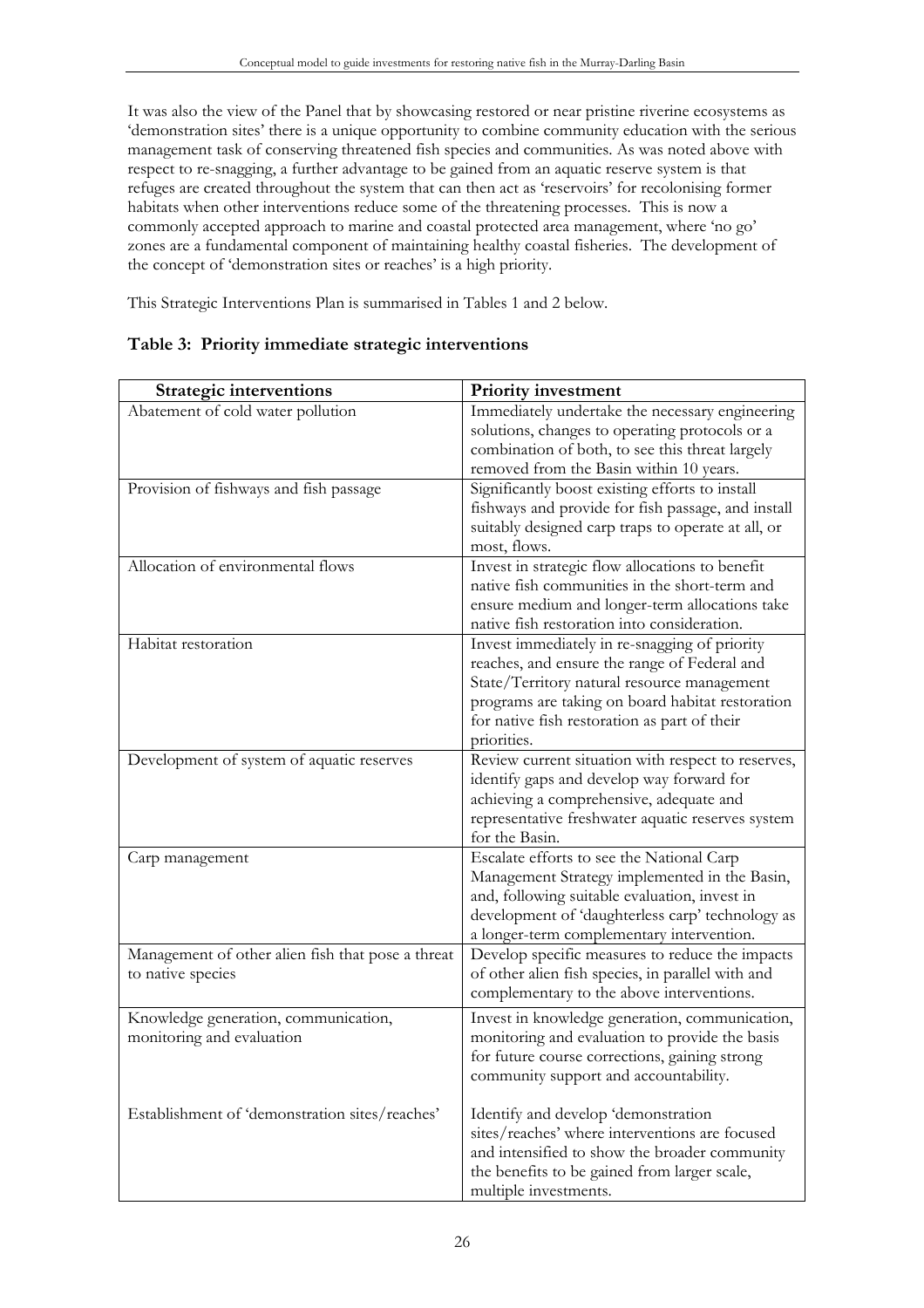It was also the view of the Panel that by showcasing restored or near pristine riverine ecosystems as 'demonstration sites' there is a unique opportunity to combine community education with the serious management task of conserving threatened fish species and communities. As was noted above with respect to re-snagging, a further advantage to be gained from an aquatic reserve system is that refuges are created throughout the system that can then act as 'reservoirs' for recolonising former habitats when other interventions reduce some of the threatening processes. This is now a commonly accepted approach to marine and coastal protected area management, where 'no go' zones are a fundamental component of maintaining healthy coastal fisheries. The development of the concept of 'demonstration sites or reaches' is a high priority.

This Strategic Interventions Plan is summarised in Tables 1 and 2 below.

**Table 3: Priority immediate strategic interventions**

| Strategic interventions | Priority investment |
|---|---|
| Abatement of cold water pollution | Immediately undertake the necessary engineering solutions, changes to operating protocols or a combination of both, to see this threat largely removed from the Basin within 10 years. |
| Provision of fishways and fish passage | Significantly boost existing efforts to install fishways and provide for fish passage, and install suitably designed carp traps to operate at all, or most, flows. |
| Allocation of environmental flows | Invest in strategic flow allocations to benefit native fish communities in the short-term and ensure medium and longer-term allocations take native fish restoration into consideration. |
| Habitat restoration | Invest immediately in re-snagging of priority reaches, and ensure the range of Federal and State/Territory natural resource management programs are taking on board habitat restoration for native fish restoration as part of their priorities. |
| Development of system of aquatic reserves | Review current situation with respect to reserves, identify gaps and develop way forward for achieving a comprehensive, adequate and representative freshwater aquatic reserves system for the Basin. |
| Carp management | Escalate efforts to see the National Carp Management Strategy implemented in the Basin, and, following suitable evaluation, invest in development of 'daughterless carp' technology as a longer-term complementary intervention. |
| Management of other alien fish that pose a threat to native species | Develop specific measures to reduce the impacts of other alien fish species, in parallel with and complementary to the above interventions. |
| Knowledge generation, communication, monitoring and evaluation | Invest in knowledge generation, communication, monitoring and evaluation to provide the basis for future course corrections, gaining strong community support and accountability. |
| Establishment of 'demonstration sites/reaches' | Identify and develop 'demonstration sites/reaches' where interventions are focused and intensified to show the broader community the benefits to be gained from larger scale, multiple investments. |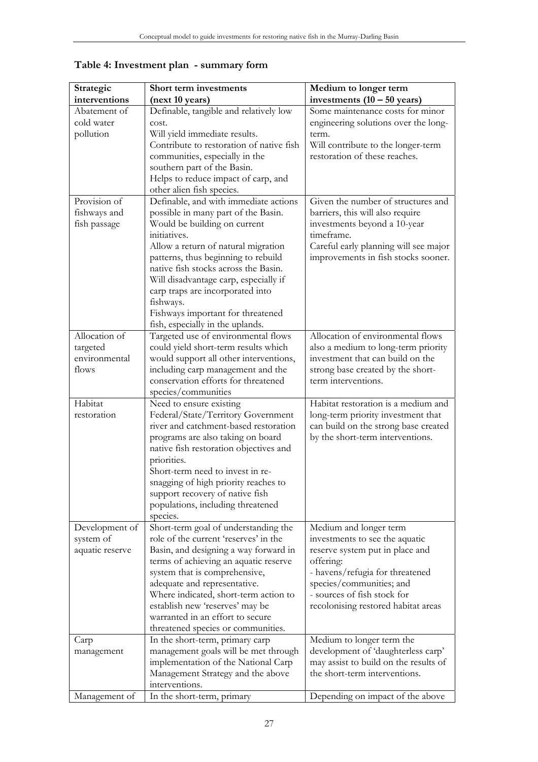**Table 4: Investment plan - summary form**

| Strategic interventions | Short term investments (next 10 years) | Medium to longer term investments (10 – 50 years) |
|---|---|---|
| Abatement of cold water pollution | Definable, tangible and relatively low cost.<br>Will yield immediate results.<br>Contribute to restoration of native fish communities, especially in the southern part of the Basin.<br>Helps to reduce impact of carp, and other alien fish species. | Some maintenance costs for minor engineering solutions over the long-term.<br>Will contribute to the longer-term restoration of these reaches. |
| Provision of fishways and fish passage | Definable, and with immediate actions possible in many part of the Basin.<br>Would be building on current initiatives.<br>Allow a return of natural migration patterns, thus beginning to rebuild native fish stocks across the Basin.<br>Will disadvantage carp, especially if carp traps are incorporated into fishways.<br>Fishways important for threatened fish, especially in the uplands. | Given the number of structures and barriers, this will also require investments beyond a 10-year timeframe.<br>Careful early planning will see major improvements in fish stocks sooner. |
| Allocation of targeted environmental flows | Targeted use of environmental flows could yield short-term results which would support all other interventions, including carp management and the conservation efforts for threatened species/communities | Allocation of environmental flows also a medium to long-term priority investment that can build on the strong base created by the short-term interventions. |
| Habitat restoration | Need to ensure existing Federal/State/Territory Government river and catchment-based restoration programs are also taking on board native fish restoration objectives and priorities.<br>Short-term need to invest in re-snagging of high priority reaches to support recovery of native fish populations, including threatened species. | Habitat restoration is a medium and long-term priority investment that can build on the strong base created by the short-term interventions. |
| Development of system of aquatic reserve | Short-term goal of understanding the role of the current 'reserves' in the Basin, and designing a way forward in terms of achieving an aquatic reserve system that is comprehensive, adequate and representative.<br>Where indicated, short-term action to establish new 'reserves' may be warranted in an effort to secure threatened species or communities. | Medium and longer term investments to see the aquatic reserve system put in place and offering:<br>- havens/refugia for threatened species/communities; and<br>- sources of fish stock for recolonising restored habitat areas |
| Carp management | In the short-term, primary carp management goals will be met through implementation of the National Carp Management Strategy and the above interventions. | Medium to longer term the development of 'daughterless carp' may assist to build on the results of the short-term interventions. |
| Management of | In the short-term, primary | Depending on impact of the above |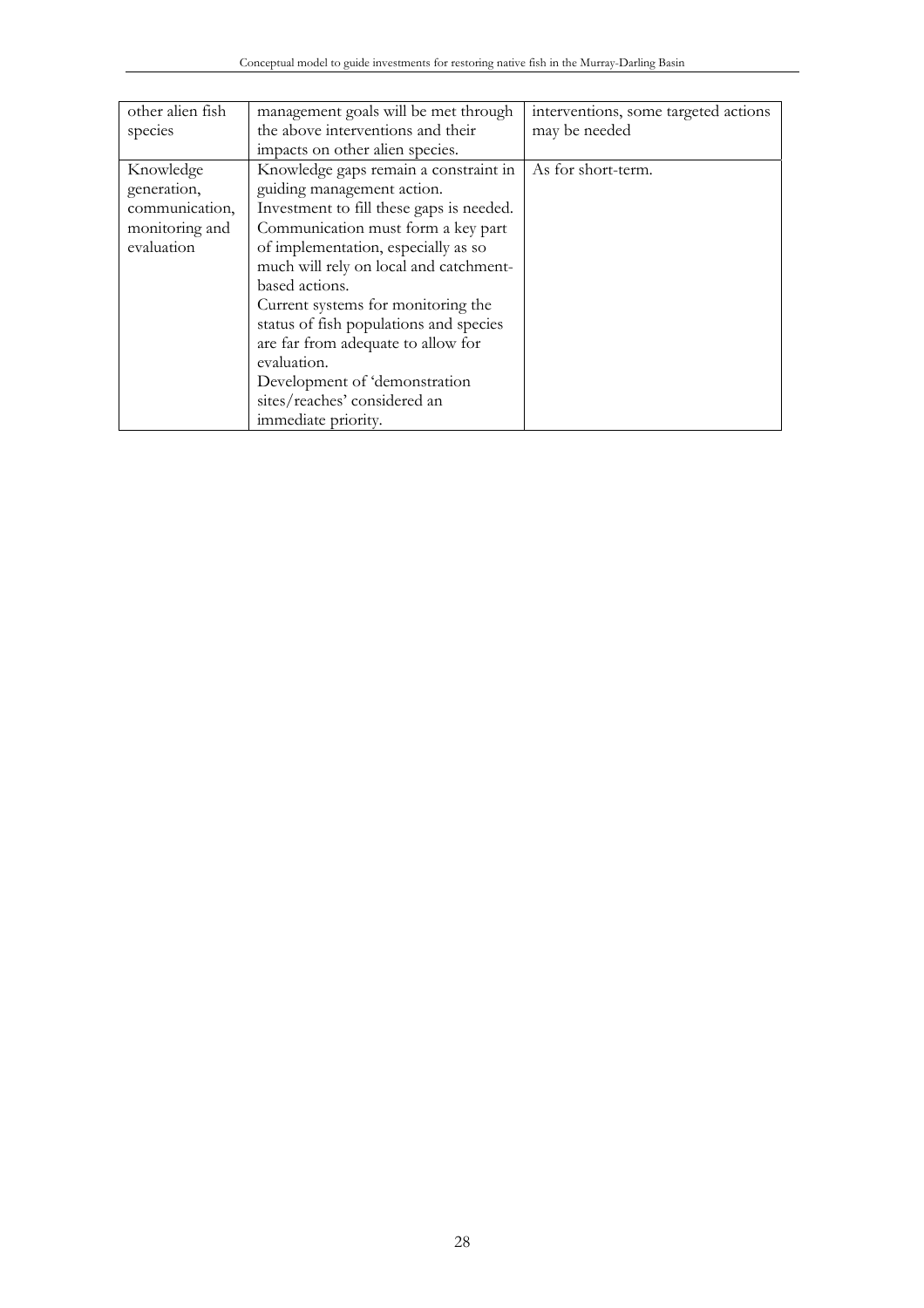| | | |
|---|---|---|
| other alien fish species | management goals will be met through the above interventions and their impacts on other alien species. | interventions, some targeted actions may be needed |
| Knowledge generation, communication, monitoring and evaluation | Knowledge gaps remain a constraint in guiding management action. Investment to fill these gaps is needed. Communication must form a key part of implementation, especially as so much will rely on local and catchment-based actions. Current systems for monitoring the status of fish populations and species are far from adequate to allow for evaluation. Development of 'demonstration sites/reaches' considered an immediate priority. | As for short-term. |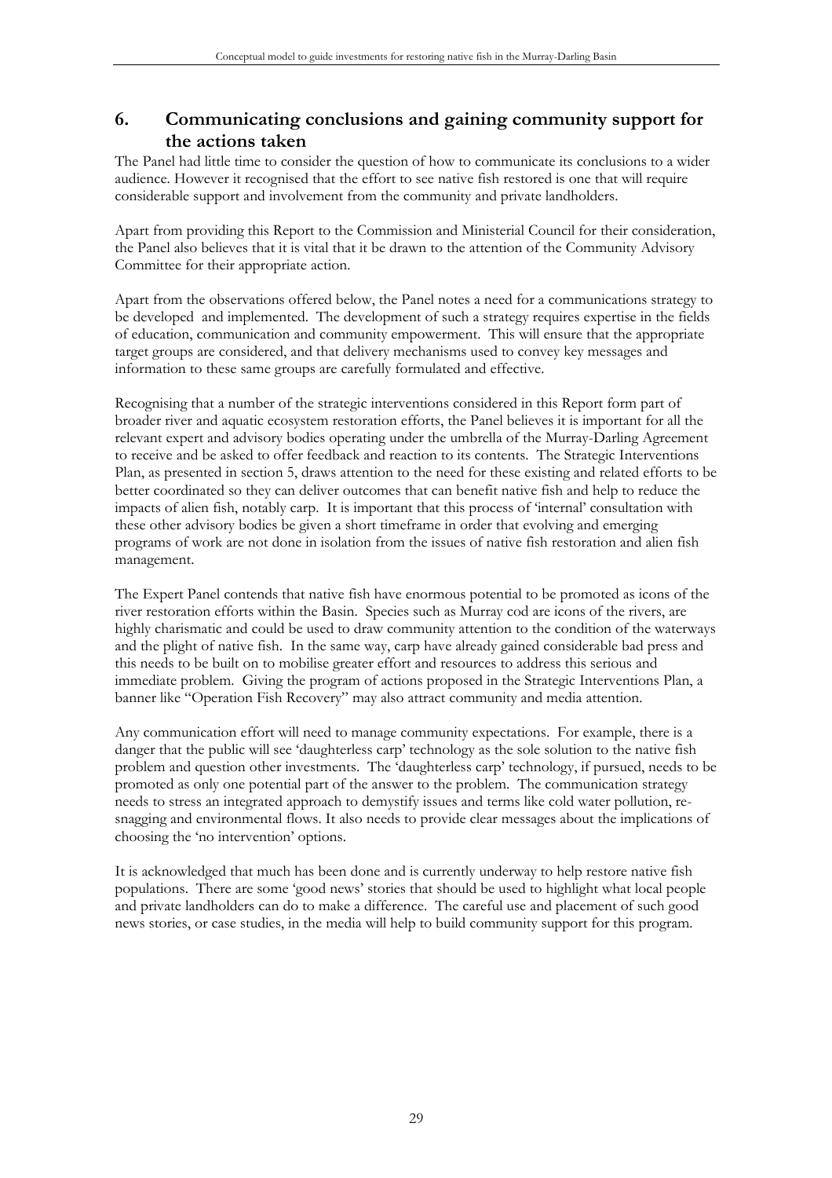## 6. Communicating conclusions and gaining community support for the actions taken

The Panel had little time to consider the question of how to communicate its conclusions to a wider audience. However it recognised that the effort to see native fish restored is one that will require considerable support and involvement from the community and private landholders.

Apart from providing this Report to the Commission and Ministerial Council for their consideration, the Panel also believes that it is vital that it be drawn to the attention of the Community Advisory Committee for their appropriate action.

Apart from the observations offered below, the Panel notes a need for a communications strategy to be developed and implemented. The development of such a strategy requires expertise in the fields of education, communication and community empowerment. This will ensure that the appropriate target groups are considered, and that delivery mechanisms used to convey key messages and information to these same groups are carefully formulated and effective.

Recognising that a number of the strategic interventions considered in this Report form part of broader river and aquatic ecosystem restoration efforts, the Panel believes it is important for all the relevant expert and advisory bodies operating under the umbrella of the Murray-Darling Agreement to receive and be asked to offer feedback and reaction to its contents. The Strategic Interventions Plan, as presented in section 5, draws attention to the need for these existing and related efforts to be better coordinated so they can deliver outcomes that can benefit native fish and help to reduce the impacts of alien fish, notably carp. It is important that this process of 'internal' consultation with these other advisory bodies be given a short timeframe in order that evolving and emerging programs of work are not done in isolation from the issues of native fish restoration and alien fish management.

The Expert Panel contends that native fish have enormous potential to be promoted as icons of the river restoration efforts within the Basin. Species such as Murray cod are icons of the rivers, are highly charismatic and could be used to draw community attention to the condition of the waterways and the plight of native fish. In the same way, carp have already gained considerable bad press and this needs to be built on to mobilise greater effort and resources to address this serious and immediate problem. Giving the program of actions proposed in the Strategic Interventions Plan, a banner like "Operation Fish Recovery" may also attract community and media attention.

Any communication effort will need to manage community expectations. For example, there is a danger that the public will see 'daughterless carp' technology as the sole solution to the native fish problem and question other investments. The 'daughterless carp' technology, if pursued, needs to be promoted as only one potential part of the answer to the problem. The communication strategy needs to stress an integrated approach to demystify issues and terms like cold water pollution, re-snagging and environmental flows. It also needs to provide clear messages about the implications of choosing the 'no intervention' options.

It is acknowledged that much has been done and is currently underway to help restore native fish populations. There are some 'good news' stories that should be used to highlight what local people and private landholders can do to make a difference. The careful use and placement of such good news stories, or case studies, in the media will help to build community support for this program.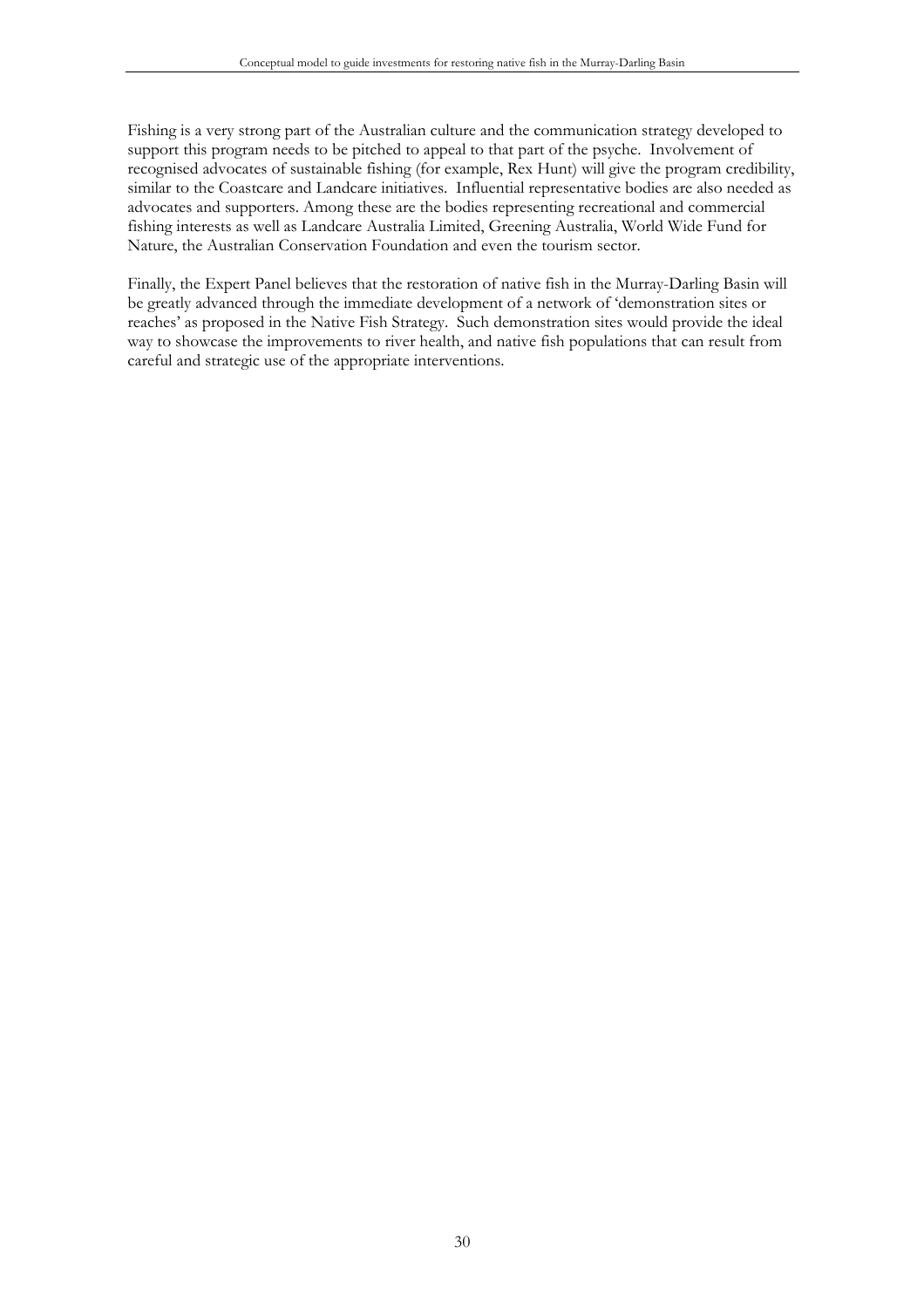Fishing is a very strong part of the Australian culture and the communication strategy developed to support this program needs to be pitched to appeal to that part of the psyche. Involvement of recognised advocates of sustainable fishing (for example, Rex Hunt) will give the program credibility, similar to the Coastcare and Landcare initiatives. Influential representative bodies are also needed as advocates and supporters. Among these are the bodies representing recreational and commercial fishing interests as well as Landcare Australia Limited, Greening Australia, World Wide Fund for Nature, the Australian Conservation Foundation and even the tourism sector.

Finally, the Expert Panel believes that the restoration of native fish in the Murray-Darling Basin will be greatly advanced through the immediate development of a network of 'demonstration sites or reaches' as proposed in the Native Fish Strategy. Such demonstration sites would provide the ideal way to showcase the improvements to river health, and native fish populations that can result from careful and strategic use of the appropriate interventions.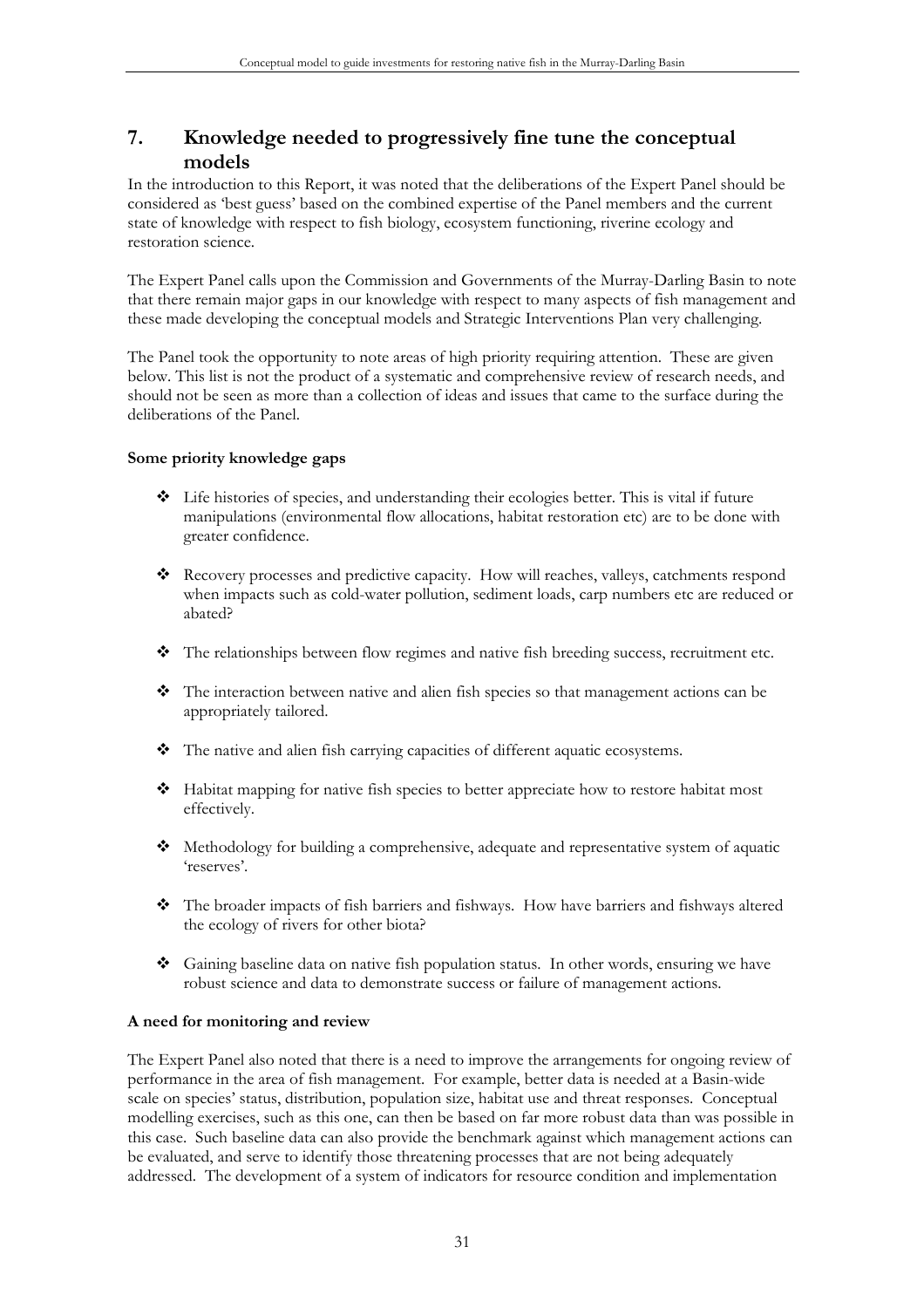## 7. Knowledge needed to progressively fine tune the conceptual models

In the introduction to this Report, it was noted that the deliberations of the Expert Panel should be considered as 'best guess' based on the combined expertise of the Panel members and the current state of knowledge with respect to fish biology, ecosystem functioning, riverine ecology and restoration science.

The Expert Panel calls upon the Commission and Governments of the Murray-Darling Basin to note that there remain major gaps in our knowledge with respect to many aspects of fish management and these made developing the conceptual models and Strategic Interventions Plan very challenging.

The Panel took the opportunity to note areas of high priority requiring attention. These are given below. This list is not the product of a systematic and comprehensive review of research needs, and should not be seen as more than a collection of ideas and issues that came to the surface during the deliberations of the Panel.

**Some priority knowledge gaps**

- Life histories of species, and understanding their ecologies better. This is vital if future manipulations (environmental flow allocations, habitat restoration etc) are to be done with greater confidence.
- Recovery processes and predictive capacity. How will reaches, valleys, catchments respond when impacts such as cold-water pollution, sediment loads, carp numbers etc are reduced or abated?
- The relationships between flow regimes and native fish breeding success, recruitment etc.
- The interaction between native and alien fish species so that management actions can be appropriately tailored.
- The native and alien fish carrying capacities of different aquatic ecosystems.
- Habitat mapping for native fish species to better appreciate how to restore habitat most effectively.
- Methodology for building a comprehensive, adequate and representative system of aquatic 'reserves'.
- The broader impacts of fish barriers and fishways. How have barriers and fishways altered the ecology of rivers for other biota?
- Gaining baseline data on native fish population status. In other words, ensuring we have robust science and data to demonstrate success or failure of management actions.

**A need for monitoring and review**

The Expert Panel also noted that there is a need to improve the arrangements for ongoing review of performance in the area of fish management. For example, better data is needed at a Basin-wide scale on species' status, distribution, population size, habitat use and threat responses. Conceptual modelling exercises, such as this one, can then be based on far more robust data than was possible in this case. Such baseline data can also provide the benchmark against which management actions can be evaluated, and serve to identify those threatening processes that are not being adequately addressed. The development of a system of indicators for resource condition and implementation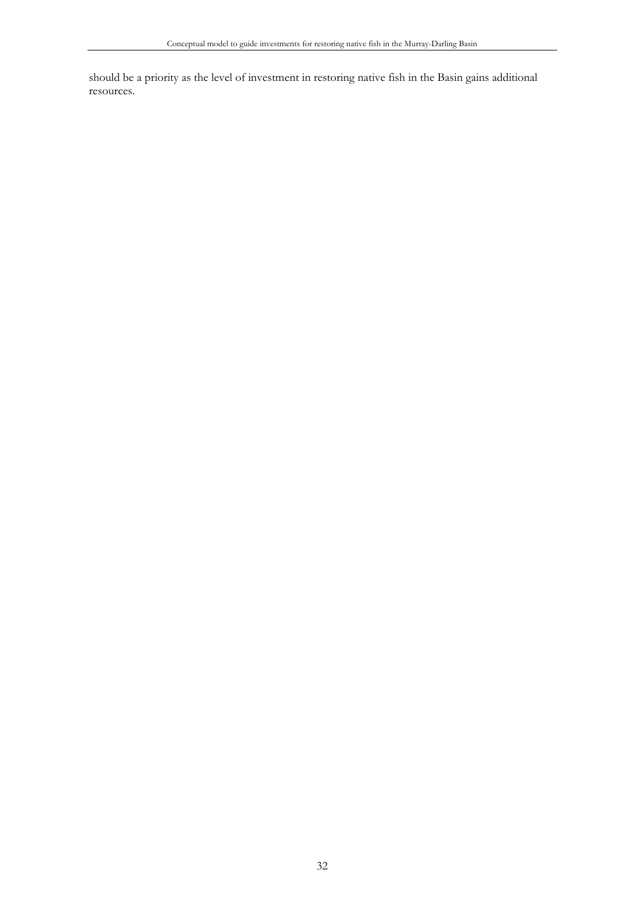should be a priority as the level of investment in restoring native fish in the Basin gains additional resources.